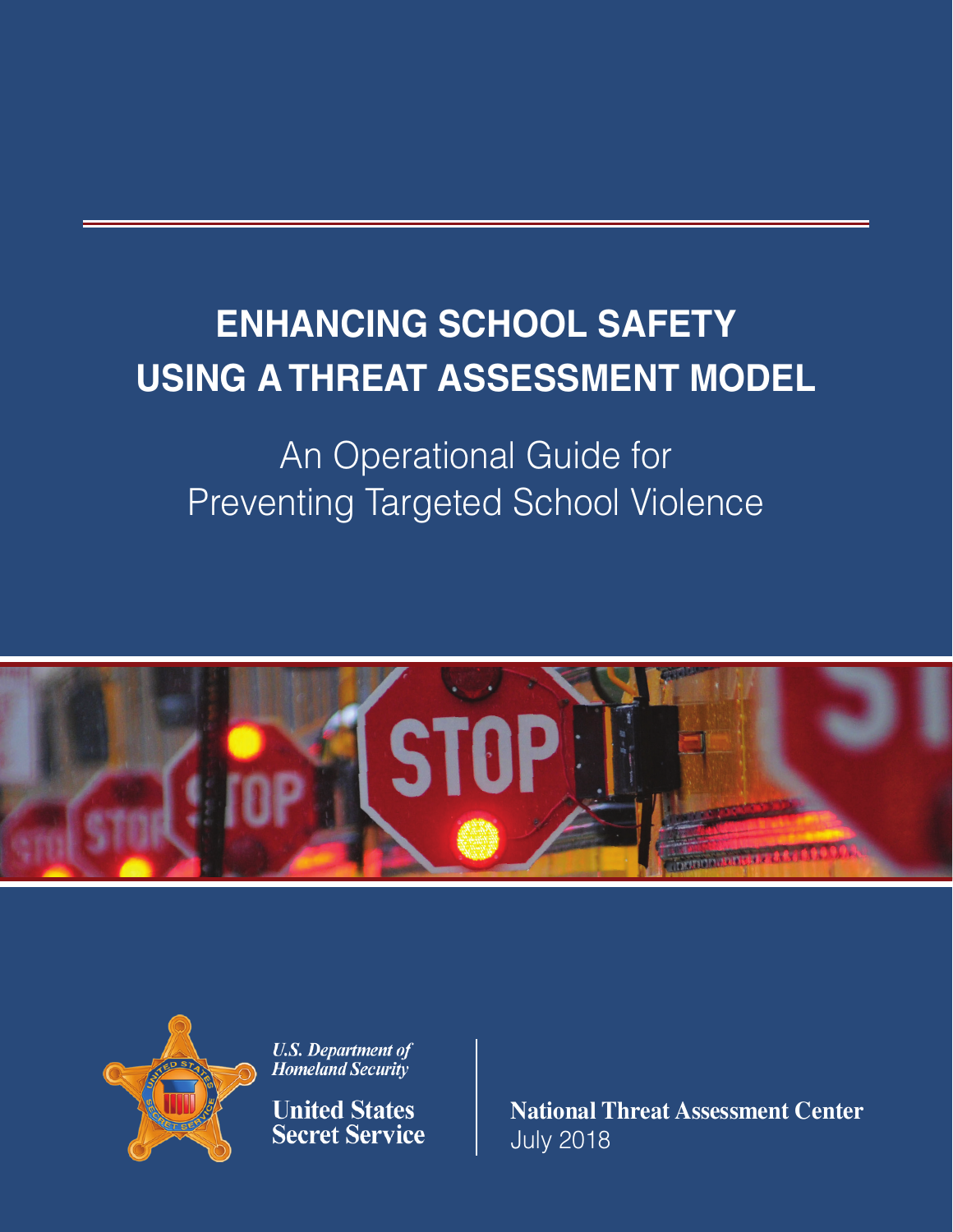# ENHANCING SCHOOL SAFETY USING A THREAT ASSESSMENT MODEL

## An Operational Guide for Preventing Targeted School Violence

*U.S. Department of Homeland Security*

**United States Secret Service**

**National Threat Assessment Center**

July 2018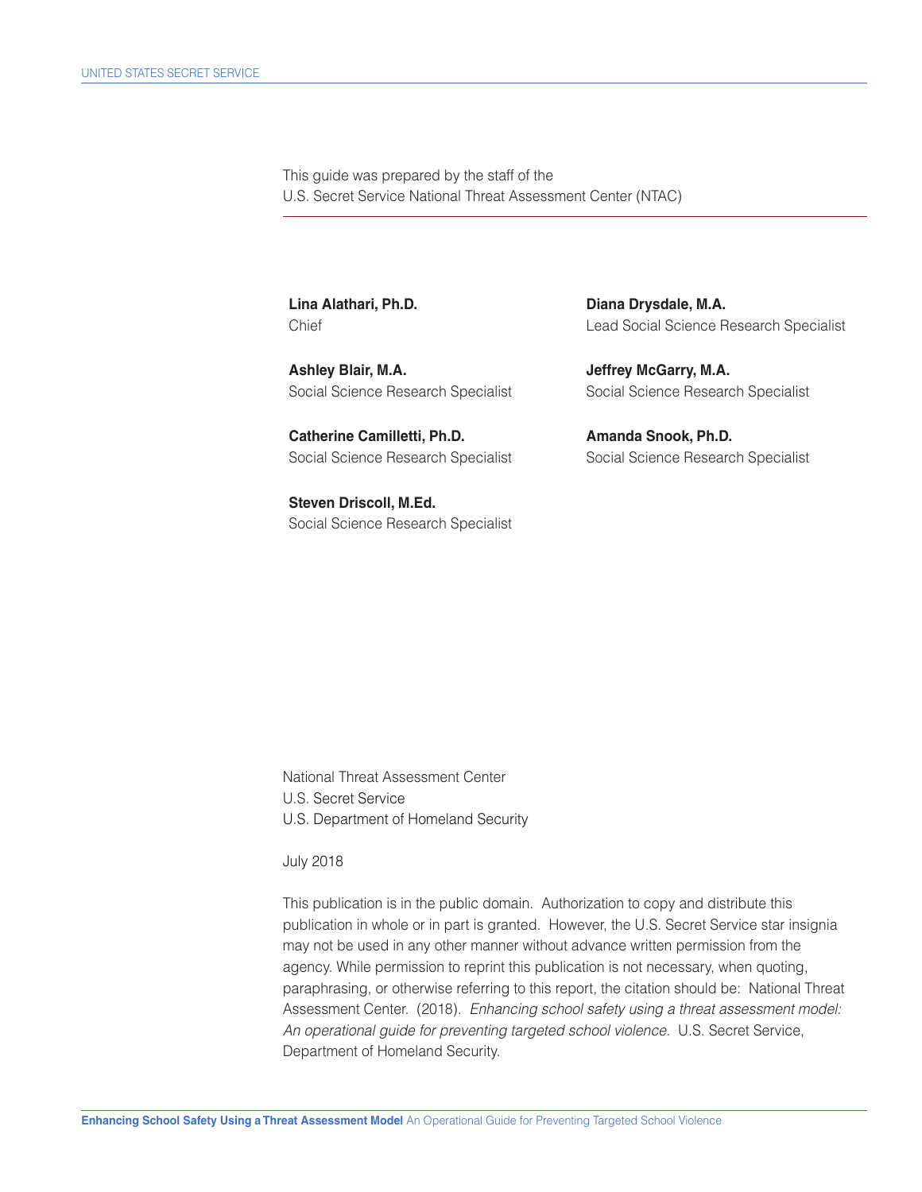This guide was prepared by the staff of the
U.S. Secret Service National Threat Assessment Center (NTAC)

**Lina Alathari, Ph.D.**
Chief

**Ashley Blair, M.A.**
Social Science Research Specialist

**Catherine Camilletti, Ph.D.**
Social Science Research Specialist

**Steven Driscoll, M.Ed.**
Social Science Research Specialist

**Diana Drysdale, M.A.**
Lead Social Science Research Specialist

**Jeffrey McGarry, M.A.**
Social Science Research Specialist

**Amanda Snook, Ph.D.**
Social Science Research Specialist

National Threat Assessment Center
U.S. Secret Service
U.S. Department of Homeland Security

July 2018

This publication is in the public domain. Authorization to copy and distribute this publication in whole or in part is granted. However, the U.S. Secret Service star insignia may not be used in any other manner without advance written permission from the agency. While permission to reprint this publication is not necessary, when quoting, paraphrasing, or otherwise referring to this report, the citation should be: National Threat Assessment Center. (2018). *Enhancing school safety using a threat assessment model: An operational guide for preventing targeted school violence.* U.S. Secret Service, Department of Homeland Security.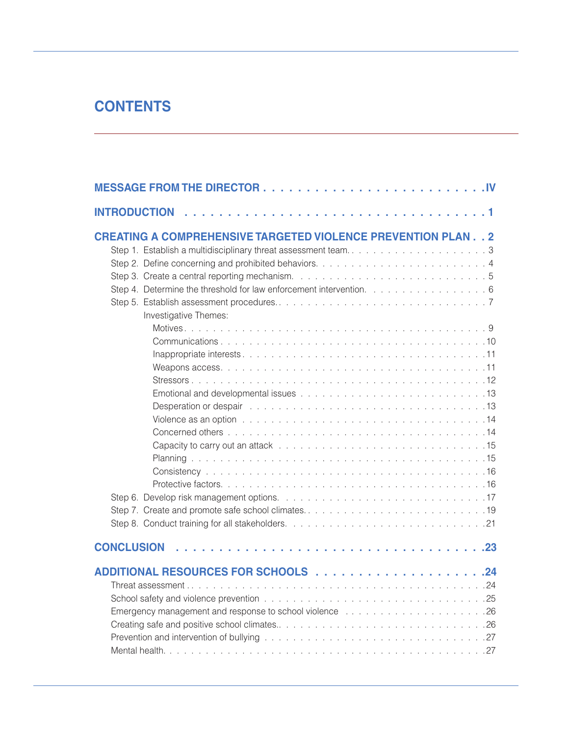# CONTENTS

**MESSAGE FROM THE DIRECTOR . . . . . . . . . . . . . . . . . . . . . . . . . IV**

**INTRODUCTION . . . . . . . . . . . . . . . . . . . . . . . . . . . . . . . . . . . 1**

**CREATING A COMPREHENSIVE TARGETED VIOLENCE PREVENTION PLAN . . 2**

- Step 1. Establish a multidisciplinary threat assessment team. . . . . . . . . . . . . . . . . . . . . . 3
- Step 2. Define concerning and prohibited behaviors. . . . . . . . . . . . . . . . . . . . . . . . 4
- Step 3. Create a central reporting mechanism. . . . . . . . . . . . . . . . . . . . . . . . . . 5
- Step 4. Determine the threshold for law enforcement intervention. . . . . . . . . . . . . . . . . . 6
- Step 5. Establish assessment procedures. . . . . . . . . . . . . . . . . . . . . . . . . . . . 7
  - Investigative Themes:
    - Motives . . . . . . . . . . . . . . . . . . . . . . . . . . . . . . . . . . . . . . . . . 9
    - Communications . . . . . . . . . . . . . . . . . . . . . . . . . . . . . . . . . . . . 10
    - Inappropriate interests . . . . . . . . . . . . . . . . . . . . . . . . . . . . . . . . . 11
    - Weapons access. . . . . . . . . . . . . . . . . . . . . . . . . . . . . . . . . . . . . 11
    - Stressors . . . . . . . . . . . . . . . . . . . . . . . . . . . . . . . . . . . . . . . . 12
    - Emotional and developmental issues . . . . . . . . . . . . . . . . . . . . . . . . . . 13
    - Desperation or despair . . . . . . . . . . . . . . . . . . . . . . . . . . . . . . . . . 13
    - Violence as an option . . . . . . . . . . . . . . . . . . . . . . . . . . . . . . . . . . 14
    - Concerned others . . . . . . . . . . . . . . . . . . . . . . . . . . . . . . . . . . . . 14
    - Capacity to carry out an attack . . . . . . . . . . . . . . . . . . . . . . . . . . . . . 15
    - Planning . . . . . . . . . . . . . . . . . . . . . . . . . . . . . . . . . . . . . . . . . 15
    - Consistency . . . . . . . . . . . . . . . . . . . . . . . . . . . . . . . . . . . . . . . 16
    - Protective factors. . . . . . . . . . . . . . . . . . . . . . . . . . . . . . . . . . . . . 16
- Step 6. Develop risk management options. . . . . . . . . . . . . . . . . . . . . . . . . . . . 17
- Step 7. Create and promote safe school climates. . . . . . . . . . . . . . . . . . . . . . . . 19
- Step 8. Conduct training for all stakeholders. . . . . . . . . . . . . . . . . . . . . . . . . . 21

**CONCLUSION . . . . . . . . . . . . . . . . . . . . . . . . . . . . . . . . . . . . 23**

**ADDITIONAL RESOURCES FOR SCHOOLS . . . . . . . . . . . . . . . . . . . . 24**

- Threat assessment . . . . . . . . . . . . . . . . . . . . . . . . . . . . . . . . . . . . . . 24
- School safety and violence prevention . . . . . . . . . . . . . . . . . . . . . . . . . . . . 25
- Emergency management and response to school violence . . . . . . . . . . . . . . . . . . 26
- Creating safe and positive school climates.. . . . . . . . . . . . . . . . . . . . . . . . . . 26
- Prevention and intervention of bullying . . . . . . . . . . . . . . . . . . . . . . . . . . . . 27
- Mental health. . . . . . . . . . . . . . . . . . . . . . . . . . . . . . . . . . . . . . . . . 27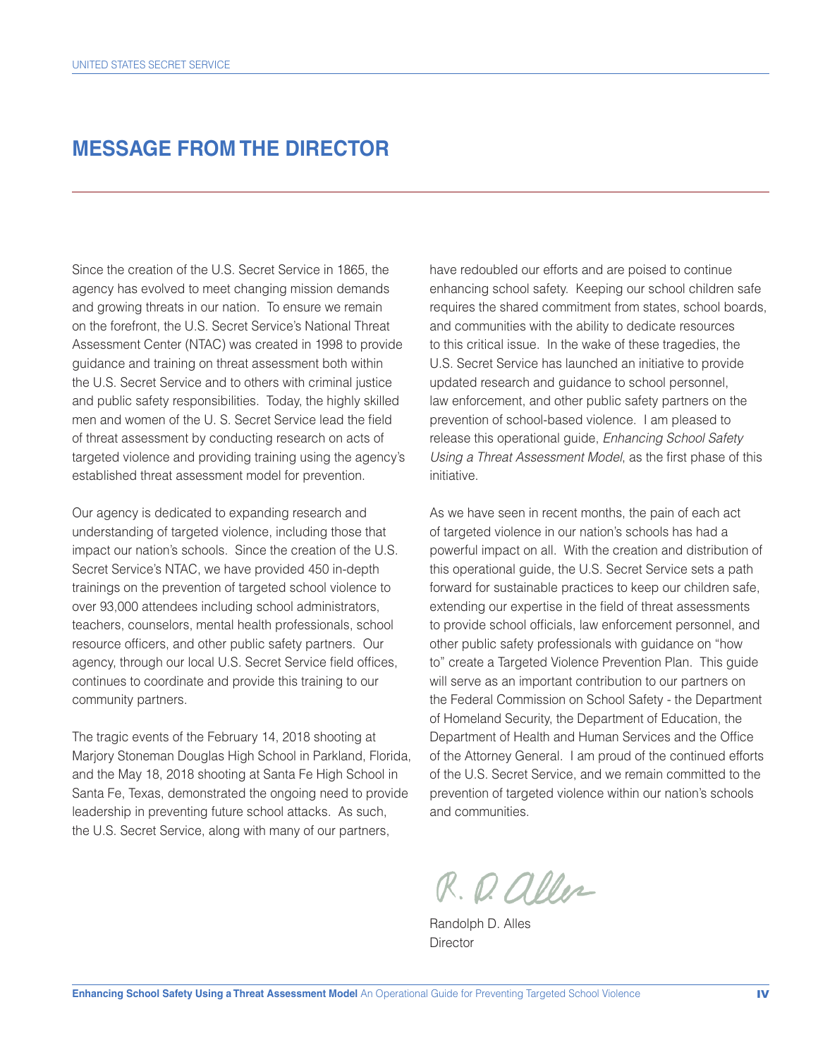# MESSAGE FROM THE DIRECTOR

Since the creation of the U.S. Secret Service in 1865, the agency has evolved to meet changing mission demands and growing threats in our nation. To ensure we remain on the forefront, the U.S. Secret Service's National Threat Assessment Center (NTAC) was created in 1998 to provide guidance and training on threat assessment both within the U.S. Secret Service and to others with criminal justice and public safety responsibilities. Today, the highly skilled men and women of the U. S. Secret Service lead the field of threat assessment by conducting research on acts of targeted violence and providing training using the agency's established threat assessment model for prevention.

Our agency is dedicated to expanding research and understanding of targeted violence, including those that impact our nation's schools. Since the creation of the U.S. Secret Service's NTAC, we have provided 450 in-depth trainings on the prevention of targeted school violence to over 93,000 attendees including school administrators, teachers, counselors, mental health professionals, school resource officers, and other public safety partners. Our agency, through our local U.S. Secret Service field offices, continues to coordinate and provide this training to our community partners.

The tragic events of the February 14, 2018 shooting at Marjory Stoneman Douglas High School in Parkland, Florida, and the May 18, 2018 shooting at Santa Fe High School in Santa Fe, Texas, demonstrated the ongoing need to provide leadership in preventing future school attacks. As such, the U.S. Secret Service, along with many of our partners, have redoubled our efforts and are poised to continue enhancing school safety. Keeping our school children safe requires the shared commitment from states, school boards, and communities with the ability to dedicate resources to this critical issue. In the wake of these tragedies, the U.S. Secret Service has launched an initiative to provide updated research and guidance to school personnel, law enforcement, and other public safety partners on the prevention of school-based violence. I am pleased to release this operational guide, *Enhancing School Safety Using a Threat Assessment Model*, as the first phase of this initiative.

As we have seen in recent months, the pain of each act of targeted violence in our nation's schools has had a powerful impact on all. With the creation and distribution of this operational guide, the U.S. Secret Service sets a path forward for sustainable practices to keep our children safe, extending our expertise in the field of threat assessments to provide school officials, law enforcement personnel, and other public safety professionals with guidance on "how to" create a Targeted Violence Prevention Plan. This guide will serve as an important contribution to our partners on the Federal Commission on School Safety - the Department of Homeland Security, the Department of Education, the Department of Health and Human Services and the Office of the Attorney General. I am proud of the continued efforts of the U.S. Secret Service, and we remain committed to the prevention of targeted violence within our nation's schools and communities.

Randolph D. Alles
Director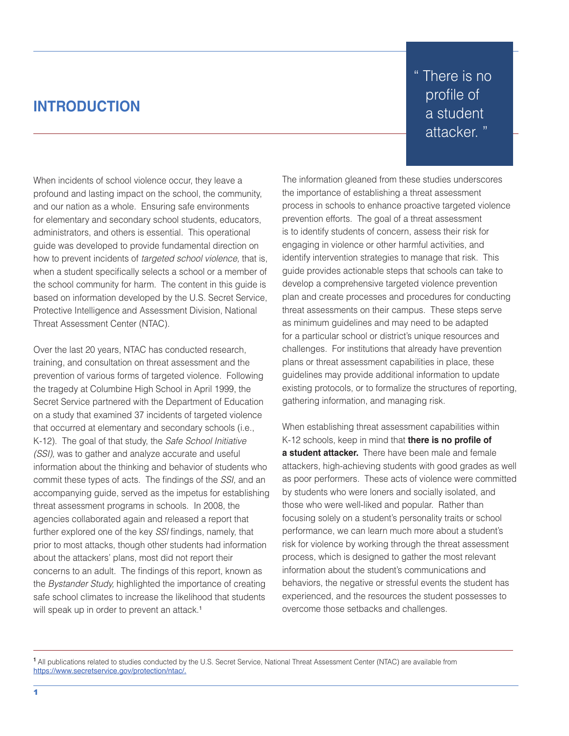## INTRODUCTION

“ There is no profile of a student attacker. ”

When incidents of school violence occur, they leave a profound and lasting impact on the school, the community, and our nation as a whole. Ensuring safe environments for elementary and secondary school students, educators, administrators, and others is essential. This operational guide was developed to provide fundamental direction on how to prevent incidents of *targeted school violence,* that is, when a student specifically selects a school or a member of the school community for harm. The content in this guide is based on information developed by the U.S. Secret Service, Protective Intelligence and Assessment Division, National Threat Assessment Center (NTAC).

Over the last 20 years, NTAC has conducted research, training, and consultation on threat assessment and the prevention of various forms of targeted violence. Following the tragedy at Columbine High School in April 1999, the Secret Service partnered with the Department of Education on a study that examined 37 incidents of targeted violence that occurred at elementary and secondary schools (i.e., K-12). The goal of that study, the *Safe School Initiative (SSI),* was to gather and analyze accurate and useful information about the thinking and behavior of students who commit these types of acts. The findings of the *SSI,* and an accompanying guide, served as the impetus for establishing threat assessment programs in schools. In 2008, the agencies collaborated again and released a report that further explored one of the key *SSI* findings, namely, that prior to most attacks, though other students had information about the attackers' plans, most did not report their concerns to an adult. The findings of this report, known as the *Bystander Study,* highlighted the importance of creating safe school climates to increase the likelihood that students will speak up in order to prevent an attack.[1]

The information gleaned from these studies underscores the importance of establishing a threat assessment process in schools to enhance proactive targeted violence prevention efforts. The goal of a threat assessment is to identify students of concern, assess their risk for engaging in violence or other harmful activities, and identify intervention strategies to manage that risk. This guide provides actionable steps that schools can take to develop a comprehensive targeted violence prevention plan and create processes and procedures for conducting threat assessments on their campus. These steps serve as minimum guidelines and may need to be adapted for a particular school or district's unique resources and challenges. For institutions that already have prevention plans or threat assessment capabilities in place, these guidelines may provide additional information to update existing protocols, or to formalize the structures of reporting, gathering information, and managing risk.

When establishing threat assessment capabilities within K-12 schools, keep in mind that **there is no profile of a student attacker.** There have been male and female attackers, high-achieving students with good grades as well as poor performers. These acts of violence were committed by students who were loners and socially isolated, and those who were well-liked and popular. Rather than focusing solely on a student's personality traits or school performance, we can learn much more about a student's risk for violence by working through the threat assessment process, which is designed to gather the most relevant information about the student's communications and behaviors, the negative or stressful events the student has experienced, and the resources the student possesses to overcome those setbacks and challenges.

[1] All publications related to studies conducted by the U.S. Secret Service, National Threat Assessment Center (NTAC) are available from https://www.secretservice.gov/protection/ntac/.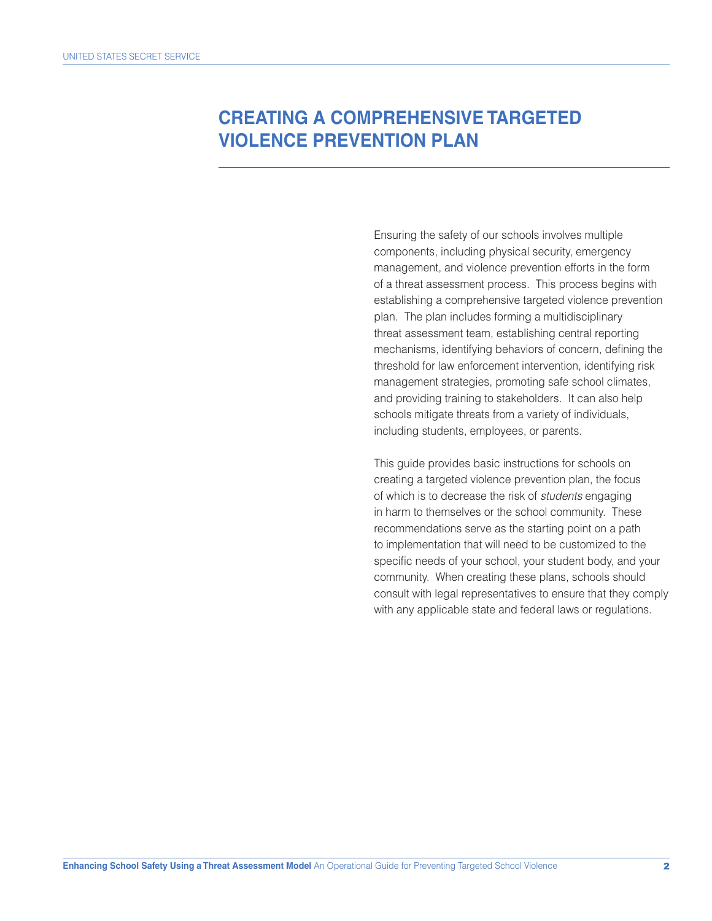# CREATING A COMPREHENSIVE TARGETED VIOLENCE PREVENTION PLAN

Ensuring the safety of our schools involves multiple components, including physical security, emergency management, and violence prevention efforts in the form of a threat assessment process. This process begins with establishing a comprehensive targeted violence prevention plan. The plan includes forming a multidisciplinary threat assessment team, establishing central reporting mechanisms, identifying behaviors of concern, defining the threshold for law enforcement intervention, identifying risk management strategies, promoting safe school climates, and providing training to stakeholders. It can also help schools mitigate threats from a variety of individuals, including students, employees, or parents.

This guide provides basic instructions for schools on creating a targeted violence prevention plan, the focus of which is to decrease the risk of *students* engaging in harm to themselves or the school community. These recommendations serve as the starting point on a path to implementation that will need to be customized to the specific needs of your school, your student body, and your community. When creating these plans, schools should consult with legal representatives to ensure that they comply with any applicable state and federal laws or regulations.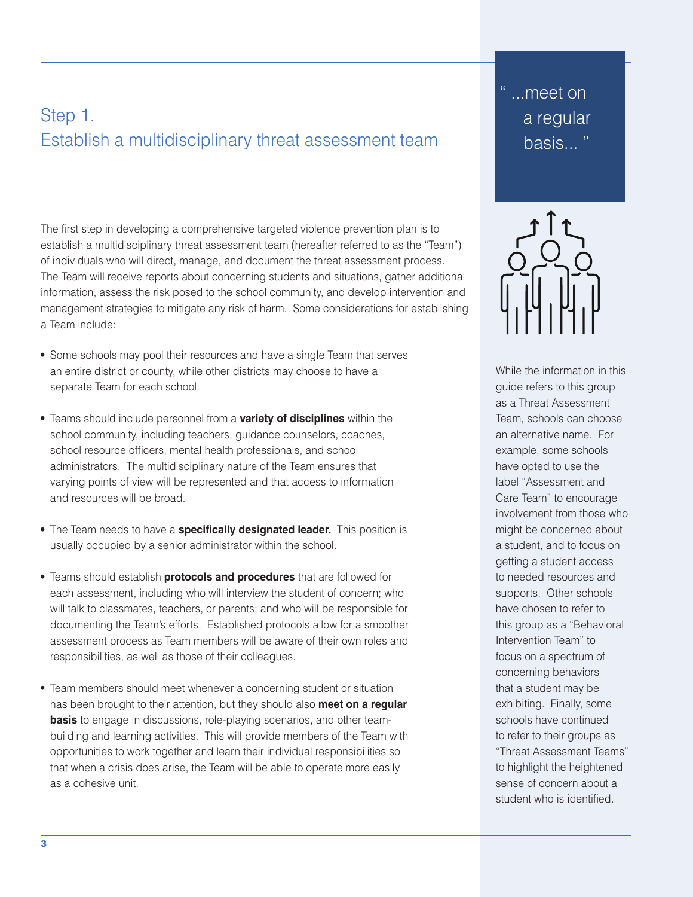## Step 1.
## Establish a multidisciplinary threat assessment team

The first step in developing a comprehensive targeted violence prevention plan is to establish a multidisciplinary threat assessment team (hereafter referred to as the "Team") of individuals who will direct, manage, and document the threat assessment process. The Team will receive reports about concerning students and situations, gather additional information, assess the risk posed to the school community, and develop intervention and management strategies to mitigate any risk of harm. Some considerations for establishing a Team include:

- Some schools may pool their resources and have a single Team that serves an entire district or county, while other districts may choose to have a separate Team for each school.
- Teams should include personnel from a **variety of disciplines** within the school community, including teachers, guidance counselors, coaches, school resource officers, mental health professionals, and school administrators. The multidisciplinary nature of the Team ensures that varying points of view will be represented and that access to information and resources will be broad.
- The Team needs to have a **specifically designated leader.** This position is usually occupied by a senior administrator within the school.
- Teams should establish **protocols and procedures** that are followed for each assessment, including who will interview the student of concern; who will talk to classmates, teachers, or parents; and who will be responsible for documenting the Team's efforts. Established protocols allow for a smoother assessment process as Team members will be aware of their own roles and responsibilities, as well as those of their colleagues.
- Team members should meet whenever a concerning student or situation has been brought to their attention, but they should also **meet on a regular basis** to engage in discussions, role-playing scenarios, and other team-building and learning activities. This will provide members of the Team with opportunities to work together and learn their individual responsibilities so that when a crisis does arise, the Team will be able to operate more easily as a cohesive unit.

" ...meet on a regular basis... "

While the information in this guide refers to this group as a Threat Assessment Team, schools can choose an alternative name. For example, some schools have opted to use the label "Assessment and Care Team" to encourage involvement from those who might be concerned about a student, and to focus on getting a student access to needed resources and supports. Other schools have chosen to refer to this group as a "Behavioral Intervention Team" to focus on a spectrum of concerning behaviors that a student may be exhibiting. Finally, some schools have continued to refer to their groups as "Threat Assessment Teams" to highlight the heightened sense of concern about a student who is identified.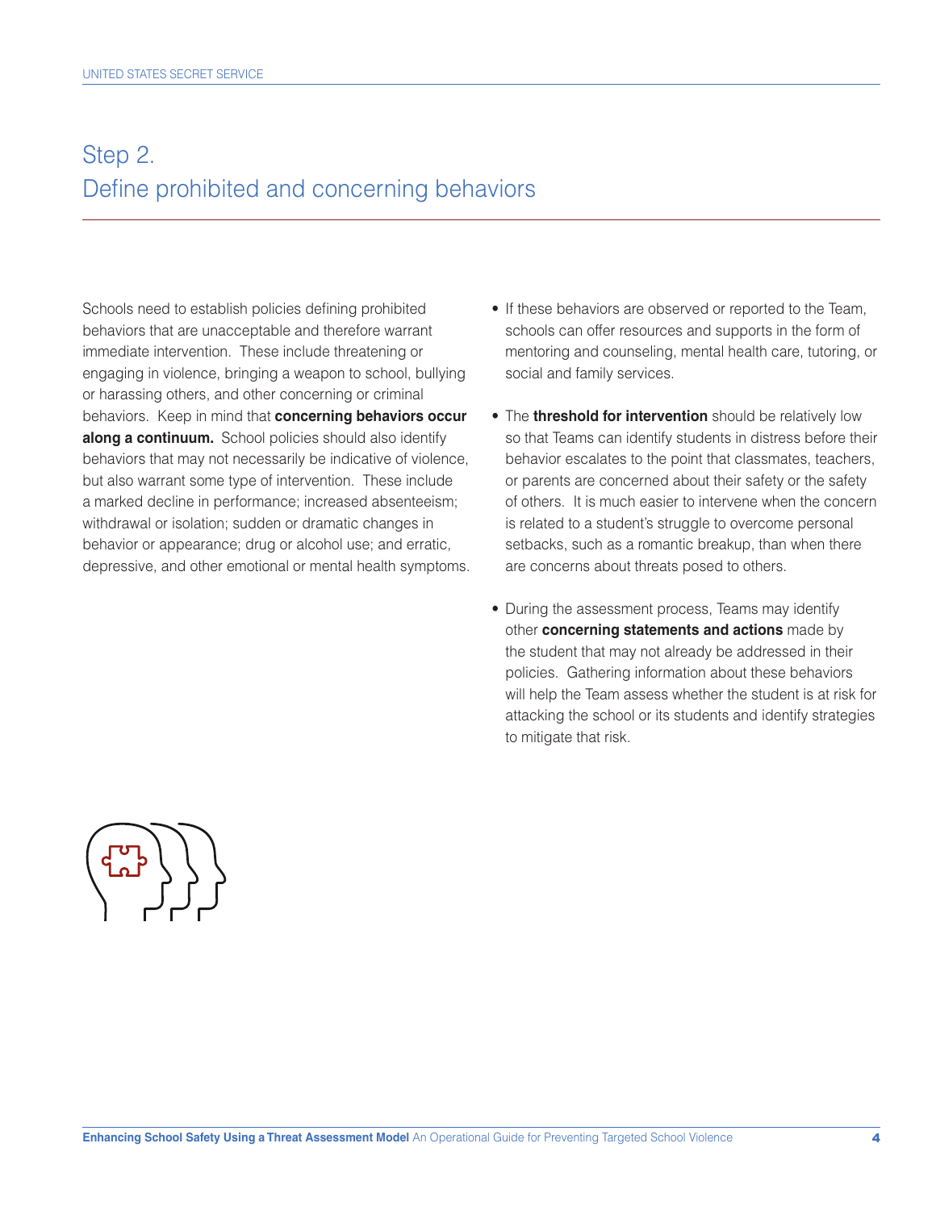## Step 2.
## Define prohibited and concerning behaviors

Schools need to establish policies defining prohibited behaviors that are unacceptable and therefore warrant immediate intervention. These include threatening or engaging in violence, bringing a weapon to school, bullying or harassing others, and other concerning or criminal behaviors. Keep in mind that **concerning behaviors occur along a continuum.** School policies should also identify behaviors that may not necessarily be indicative of violence, but also warrant some type of intervention. These include a marked decline in performance; increased absenteeism; withdrawal or isolation; sudden or dramatic changes in behavior or appearance; drug or alcohol use; and erratic, depressive, and other emotional or mental health symptoms.

- If these behaviors are observed or reported to the Team, schools can offer resources and supports in the form of mentoring and counseling, mental health care, tutoring, or social and family services.
- The **threshold for intervention** should be relatively low so that Teams can identify students in distress before their behavior escalates to the point that classmates, teachers, or parents are concerned about their safety or the safety of others. It is much easier to intervene when the concern is related to a student's struggle to overcome personal setbacks, such as a romantic breakup, than when there are concerns about threats posed to others.
- During the assessment process, Teams may identify other **concerning statements and actions** made by the student that may not already be addressed in their policies. Gathering information about these behaviors will help the Team assess whether the student is at risk for attacking the school or its students and identify strategies to mitigate that risk.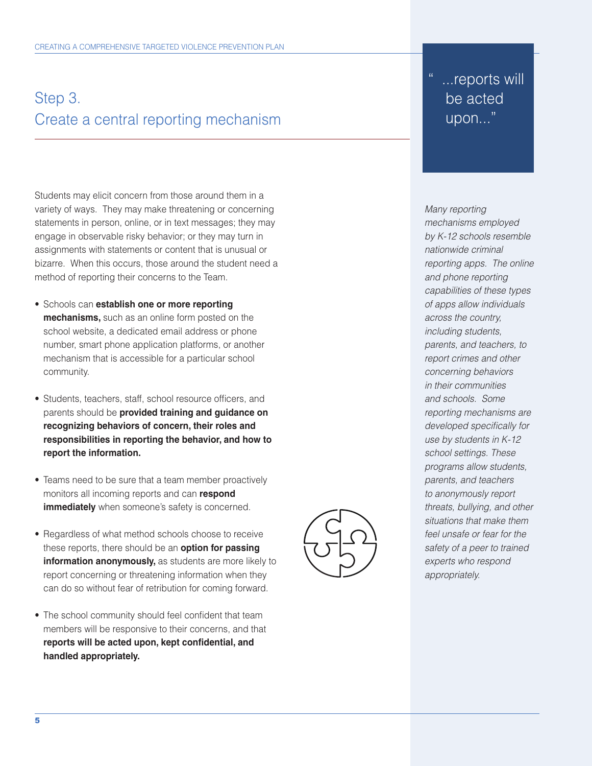## Step 3.
## Create a central reporting mechanism

Students may elicit concern from those around them in a variety of ways. They may make threatening or concerning statements in person, online, or in text messages; they may engage in observable risky behavior; or they may turn in assignments with statements or content that is unusual or bizarre. When this occurs, those around the student need a method of reporting their concerns to the Team.

- Schools can **establish one or more reporting mechanisms,** such as an online form posted on the school website, a dedicated email address or phone number, smart phone application platforms, or another mechanism that is accessible for a particular school community.
- Students, teachers, staff, school resource officers, and parents should be **provided training and guidance on recognizing behaviors of concern, their roles and responsibilities in reporting the behavior, and how to report the information.**
- Teams need to be sure that a team member proactively monitors all incoming reports and can **respond immediately** when someone's safety is concerned.
- Regardless of what method schools choose to receive these reports, there should be an **option for passing information anonymously,** as students are more likely to report concerning or threatening information when they can do so without fear of retribution for coming forward.
- The school community should feel confident that team members will be responsive to their concerns, and that **reports will be acted upon, kept confidential, and handled appropriately.**

> "...reports will be acted upon..."

*Many reporting mechanisms employed by K-12 schools resemble nationwide criminal reporting apps. The online and phone reporting capabilities of these types of apps allow individuals across the country, including students, parents, and teachers, to report crimes and other concerning behaviors in their communities and schools. Some reporting mechanisms are developed specifically for use by students in K-12 school settings. These programs allow students, parents, and teachers to anonymously report threats, bullying, and other situations that make them feel unsafe or fear for the safety of a peer to trained experts who respond appropriately.*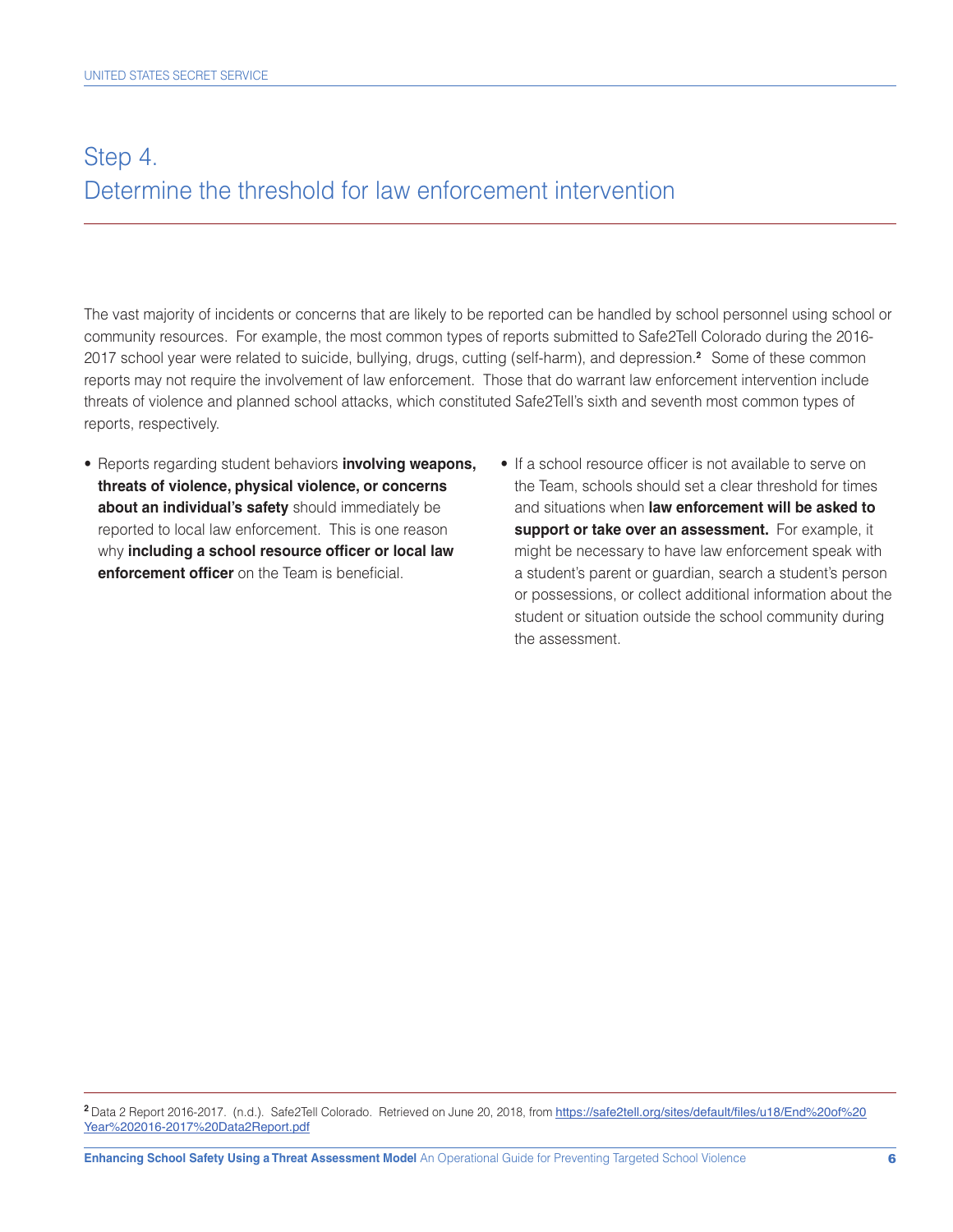## Step 4. Determine the threshold for law enforcement intervention

The vast majority of incidents or concerns that are likely to be reported can be handled by school personnel using school or community resources. For example, the most common types of reports submitted to Safe2Tell Colorado during the 2016-2017 school year were related to suicide, bullying, drugs, cutting (self-harm), and depression.[2] Some of these common reports may not require the involvement of law enforcement. Those that do warrant law enforcement intervention include threats of violence and planned school attacks, which constituted Safe2Tell's sixth and seventh most common types of reports, respectively.

- Reports regarding student behaviors **involving weapons, threats of violence, physical violence, or concerns about an individual's safety** should immediately be reported to local law enforcement. This is one reason why **including a school resource officer or local law enforcement officer** on the Team is beneficial.
- If a school resource officer is not available to serve on the Team, schools should set a clear threshold for times and situations when **law enforcement will be asked to support or take over an assessment.** For example, it might be necessary to have law enforcement speak with a student's parent or guardian, search a student's person or possessions, or collect additional information about the student or situation outside the school community during the assessment.

[2] Data 2 Report 2016-2017. (n.d.). Safe2Tell Colorado. Retrieved on June 20, 2018, from https://safe2tell.org/sites/default/files/u18/End%20of%20Year%202016-2017%20Data2Report.pdf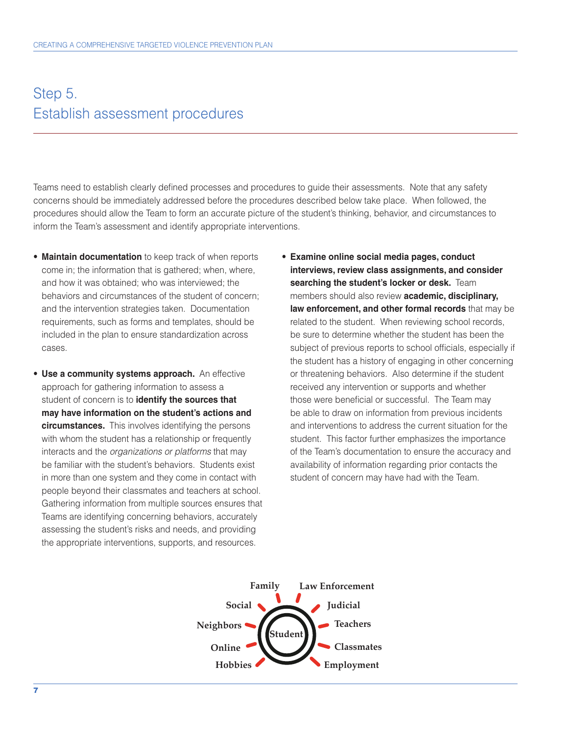# Step 5.
# Establish assessment procedures

Teams need to establish clearly defined processes and procedures to guide their assessments. Note that any safety concerns should be immediately addressed before the procedures described below take place. When followed, the procedures should allow the Team to form an accurate picture of the student's thinking, behavior, and circumstances to inform the Team's assessment and identify appropriate interventions.

- **Maintain documentation** to keep track of when reports come in; the information that is gathered; when, where, and how it was obtained; who was interviewed; the behaviors and circumstances of the student of concern; and the intervention strategies taken. Documentation requirements, such as forms and templates, should be included in the plan to ensure standardization across cases.

- **Use a community systems approach.** An effective approach for gathering information to assess a student of concern is to **identify the sources that may have information on the student's actions and circumstances.** This involves identifying the persons with whom the student has a relationship or frequently interacts and the *organizations or platforms* that may be familiar with the student's behaviors. Students exist in more than one system and they come in contact with people beyond their classmates and teachers at school. Gathering information from multiple sources ensures that Teams are identifying concerning behaviors, accurately assessing the student's risks and needs, and providing the appropriate interventions, supports, and resources.

- **Examine online social media pages, conduct interviews, review class assignments, and consider searching the student's locker or desk.** Team members should also review **academic, disciplinary, law enforcement, and other formal records** that may be related to the student. When reviewing school records, be sure to determine whether the student has been the subject of previous reports to school officials, especially if the student has a history of engaging in other concerning or threatening behaviors. Also determine if the student received any intervention or supports and whether those were beneficial or successful. The Team may be able to draw on information from previous incidents and interventions to address the current situation for the student. This factor further emphasizes the importance of the Team's documentation to ensure the accuracy and availability of information regarding prior contacts the student of concern may have had with the Team.

Student: Family, Law Enforcement, Judicial, Teachers, Classmates, Employment, Hobbies, Online, Neighbors, Social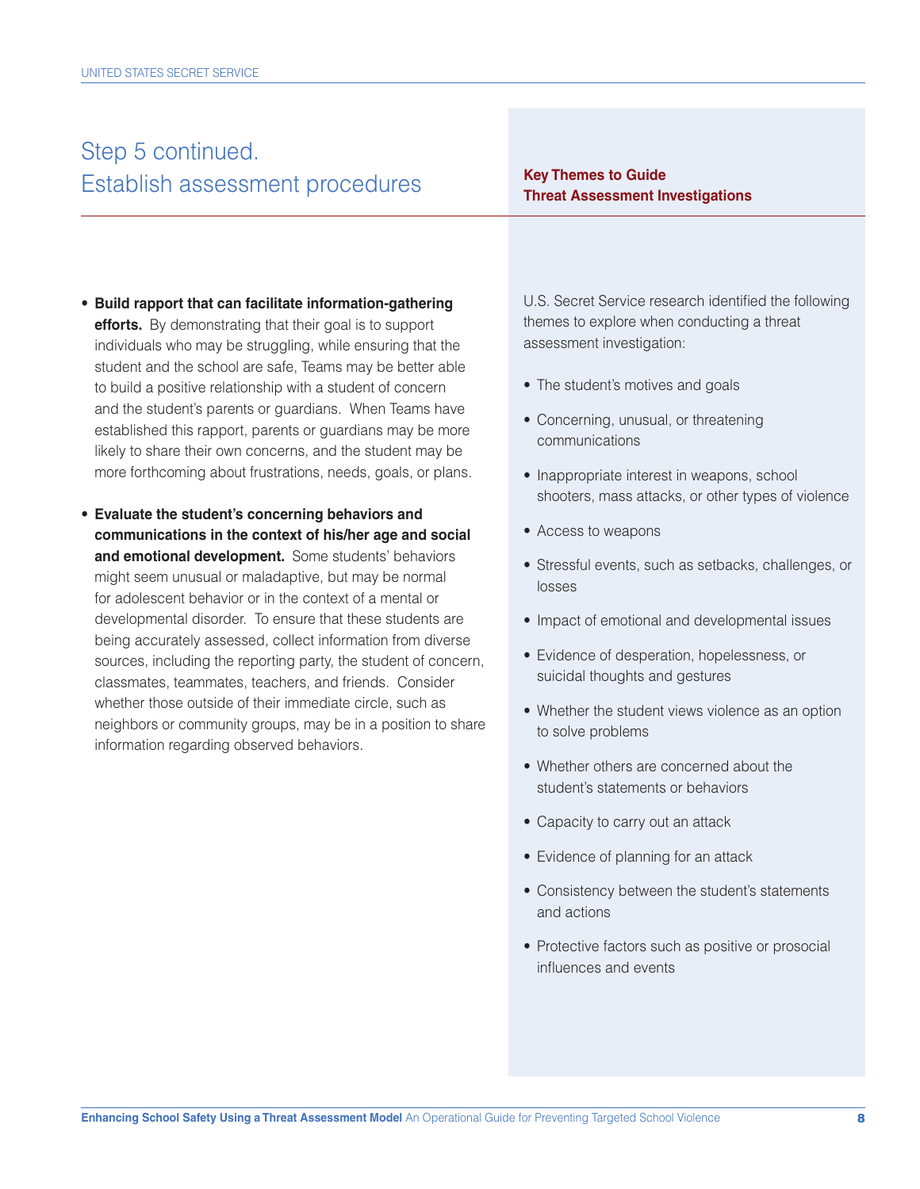## Step 5 continued. Establish assessment procedures

- **Build rapport that can facilitate information-gathering efforts.** By demonstrating that their goal is to support individuals who may be struggling, while ensuring that the student and the school are safe, Teams may be better able to build a positive relationship with a student of concern and the student's parents or guardians. When Teams have established this rapport, parents or guardians may be more likely to share their own concerns, and the student may be more forthcoming about frustrations, needs, goals, or plans.

- **Evaluate the student's concerning behaviors and communications in the context of his/her age and social and emotional development.** Some students' behaviors might seem unusual or maladaptive, but may be normal for adolescent behavior or in the context of a mental or developmental disorder. To ensure that these students are being accurately assessed, collect information from diverse sources, including the reporting party, the student of concern, classmates, teammates, teachers, and friends. Consider whether those outside of their immediate circle, such as neighbors or community groups, may be in a position to share information regarding observed behaviors.

### Key Themes to Guide Threat Assessment Investigations

U.S. Secret Service research identified the following themes to explore when conducting a threat assessment investigation:

- The student's motives and goals
- Concerning, unusual, or threatening communications
- Inappropriate interest in weapons, school shooters, mass attacks, or other types of violence
- Access to weapons
- Stressful events, such as setbacks, challenges, or losses
- Impact of emotional and developmental issues
- Evidence of desperation, hopelessness, or suicidal thoughts and gestures
- Whether the student views violence as an option to solve problems
- Whether others are concerned about the student's statements or behaviors
- Capacity to carry out an attack
- Evidence of planning for an attack
- Consistency between the student's statements and actions
- Protective factors such as positive or prosocial influences and events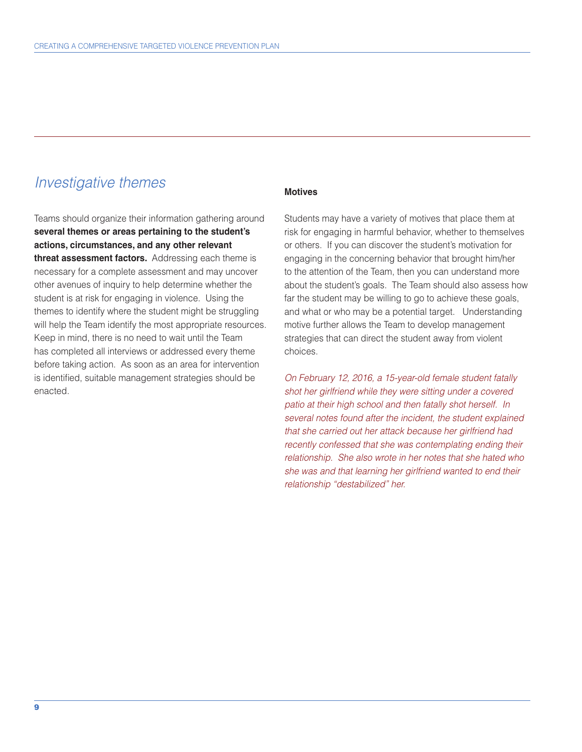## *Investigative themes*

Teams should organize their information gathering around **several themes or areas pertaining to the student's actions, circumstances, and any other relevant threat assessment factors.** Addressing each theme is necessary for a complete assessment and may uncover other avenues of inquiry to help determine whether the student is at risk for engaging in violence. Using the themes to identify where the student might be struggling will help the Team identify the most appropriate resources. Keep in mind, there is no need to wait until the Team has completed all interviews or addressed every theme before taking action. As soon as an area for intervention is identified, suitable management strategies should be enacted.

**Motives**

Students may have a variety of motives that place them at risk for engaging in harmful behavior, whether to themselves or others. If you can discover the student's motivation for engaging in the concerning behavior that brought him/her to the attention of the Team, then you can understand more about the student's goals. The Team should also assess how far the student may be willing to go to achieve these goals, and what or who may be a potential target. Understanding motive further allows the Team to develop management strategies that can direct the student away from violent choices.

*On February 12, 2016, a 15-year-old female student fatally shot her girlfriend while they were sitting under a covered patio at their high school and then fatally shot herself. In several notes found after the incident, the student explained that she carried out her attack because her girlfriend had recently confessed that she was contemplating ending their relationship. She also wrote in her notes that she hated who she was and that learning her girlfriend wanted to end their relationship "destabilized" her.*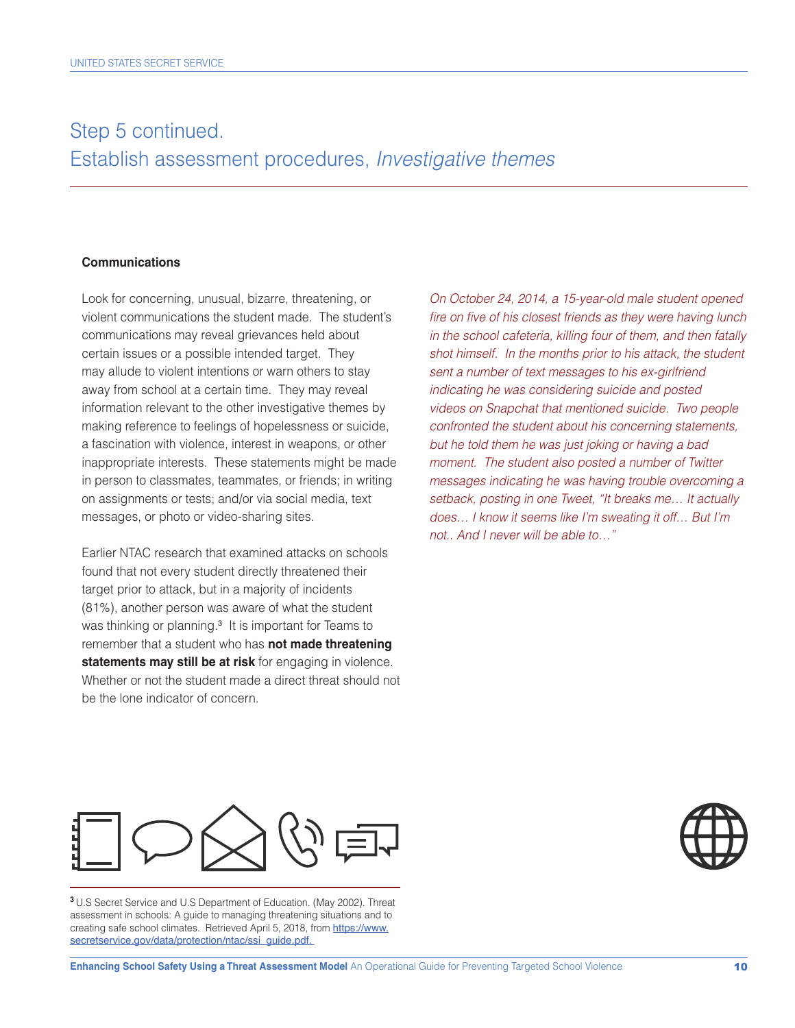## Step 5 continued.
## Establish assessment procedures, *Investigative themes*

**Communications**

Look for concerning, unusual, bizarre, threatening, or violent communications the student made. The student's communications may reveal grievances held about certain issues or a possible intended target. They may allude to violent intentions or warn others to stay away from school at a certain time. They may reveal information relevant to the other investigative themes by making reference to feelings of hopelessness or suicide, a fascination with violence, interest in weapons, or other inappropriate interests. These statements might be made in person to classmates, teammates, or friends; in writing on assignments or tests; and/or via social media, text messages, or photo or video-sharing sites.

Earlier NTAC research that examined attacks on schools found that not every student directly threatened their target prior to attack, but in a majority of incidents (81%), another person was aware of what the student was thinking or planning.[3] It is important for Teams to remember that a student who has **not made threatening statements may still be at risk** for engaging in violence. Whether or not the student made a direct threat should not be the lone indicator of concern.

*On October 24, 2014, a 15-year-old male student opened fire on five of his closest friends as they were having lunch in the school cafeteria, killing four of them, and then fatally shot himself. In the months prior to his attack, the student sent a number of text messages to his ex-girlfriend indicating he was considering suicide and posted videos on Snapchat that mentioned suicide. Two people confronted the student about his concerning statements, but he told them he was just joking or having a bad moment. The student also posted a number of Twitter messages indicating he was having trouble overcoming a setback, posting in one Tweet, "It breaks me… It actually does… I know it seems like I'm sweating it off… But I'm not.. And I never will be able to…"*

[3] U.S Secret Service and U.S Department of Education. (May 2002). Threat assessment in schools: A guide to managing threatening situations and to creating safe school climates. Retrieved April 5, 2018, from https://www.secretservice.gov/data/protection/ntac/ssi_guide.pdf.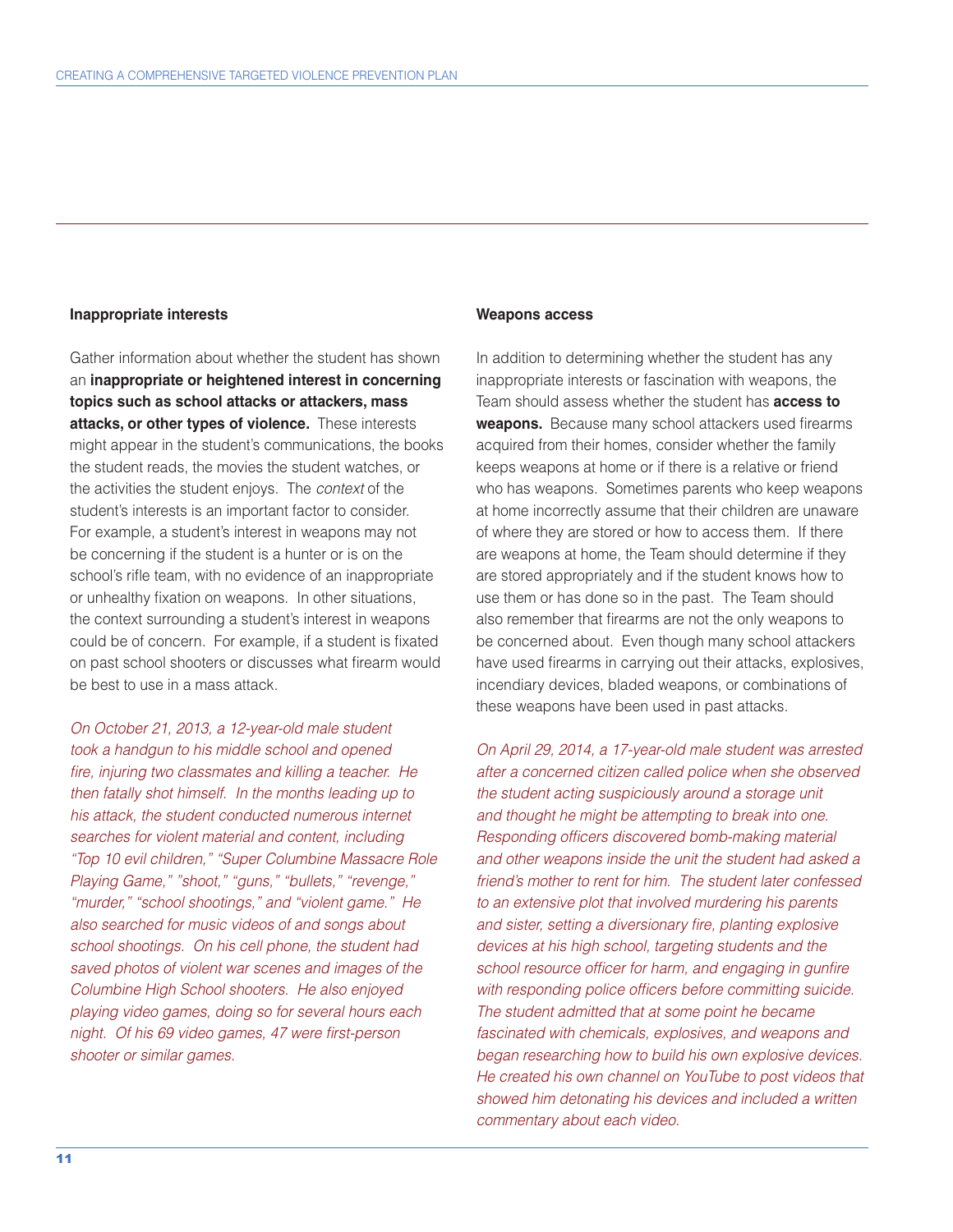### Inappropriate interests

Gather information about whether the student has shown an **inappropriate or heightened interest in concerning topics such as school attacks or attackers, mass attacks, or other types of violence.** These interests might appear in the student's communications, the books the student reads, the movies the student watches, or the activities the student enjoys. The *context* of the student's interests is an important factor to consider. For example, a student's interest in weapons may not be concerning if the student is a hunter or is on the school's rifle team, with no evidence of an inappropriate or unhealthy fixation on weapons. In other situations, the context surrounding a student's interest in weapons could be of concern. For example, if a student is fixated on past school shooters or discusses what firearm would be best to use in a mass attack.

*On October 21, 2013, a 12-year-old male student took a handgun to his middle school and opened fire, injuring two classmates and killing a teacher. He then fatally shot himself. In the months leading up to his attack, the student conducted numerous internet searches for violent material and content, including "Top 10 evil children," "Super Columbine Massacre Role Playing Game," "shoot," "guns," "bullets," "revenge," "murder," "school shootings," and "violent game." He also searched for music videos of and songs about school shootings. On his cell phone, the student had saved photos of violent war scenes and images of the Columbine High School shooters. He also enjoyed playing video games, doing so for several hours each night. Of his 69 video games, 47 were first-person shooter or similar games.*

### Weapons access

In addition to determining whether the student has any inappropriate interests or fascination with weapons, the Team should assess whether the student has **access to weapons.** Because many school attackers used firearms acquired from their homes, consider whether the family keeps weapons at home or if there is a relative or friend who has weapons. Sometimes parents who keep weapons at home incorrectly assume that their children are unaware of where they are stored or how to access them. If there are weapons at home, the Team should determine if they are stored appropriately and if the student knows how to use them or has done so in the past. The Team should also remember that firearms are not the only weapons to be concerned about. Even though many school attackers have used firearms in carrying out their attacks, explosives, incendiary devices, bladed weapons, or combinations of these weapons have been used in past attacks.

*On April 29, 2014, a 17-year-old male student was arrested after a concerned citizen called police when she observed the student acting suspiciously around a storage unit and thought he might be attempting to break into one. Responding officers discovered bomb-making material and other weapons inside the unit the student had asked a friend's mother to rent for him. The student later confessed to an extensive plot that involved murdering his parents and sister, setting a diversionary fire, planting explosive devices at his high school, targeting students and the school resource officer for harm, and engaging in gunfire with responding police officers before committing suicide. The student admitted that at some point he became fascinated with chemicals, explosives, and weapons and began researching how to build his own explosive devices. He created his own channel on YouTube to post videos that showed him detonating his devices and included a written commentary about each video.*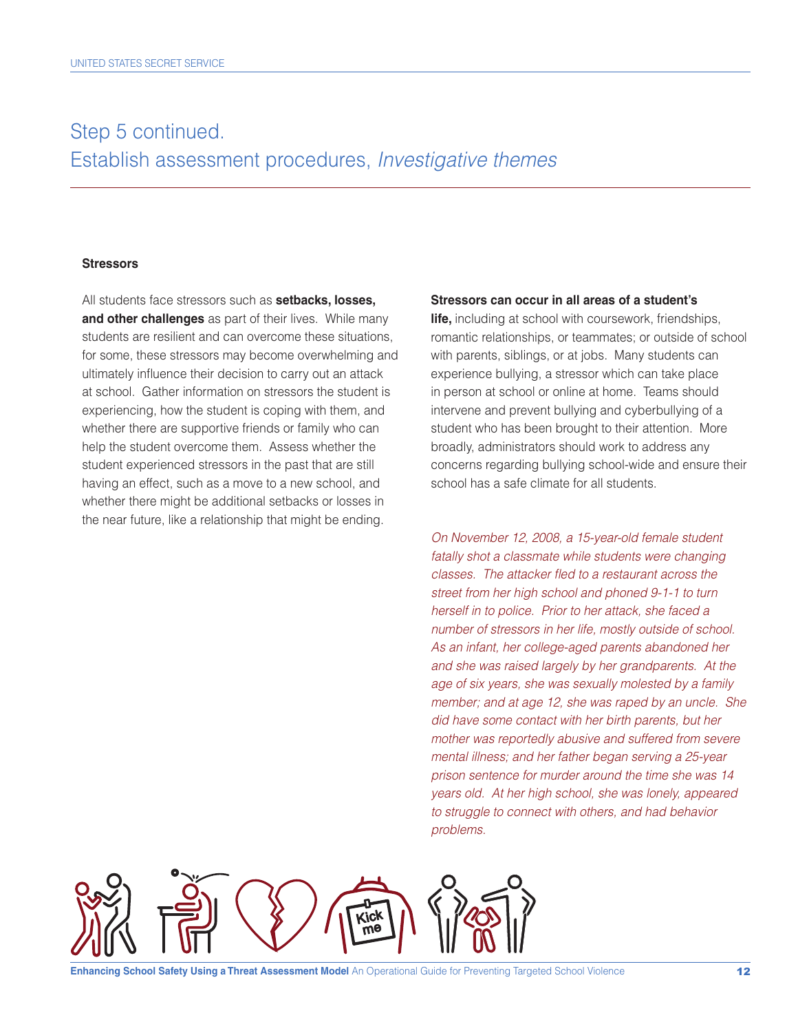## Step 5 continued.
## Establish assessment procedures, *Investigative themes*

### Stressors

All students face stressors such as **setbacks, losses, and other challenges** as part of their lives. While many students are resilient and can overcome these situations, for some, these stressors may become overwhelming and ultimately influence their decision to carry out an attack at school. Gather information on stressors the student is experiencing, how the student is coping with them, and whether there are supportive friends or family who can help the student overcome them. Assess whether the student experienced stressors in the past that are still having an effect, such as a move to a new school, and whether there might be additional setbacks or losses in the near future, like a relationship that might be ending.

**Stressors can occur in all areas of a student's life,** including at school with coursework, friendships, romantic relationships, or teammates; or outside of school with parents, siblings, or at jobs. Many students can experience bullying, a stressor which can take place in person at school or online at home. Teams should intervene and prevent bullying and cyberbullying of a student who has been brought to their attention. More broadly, administrators should work to address any concerns regarding bullying school-wide and ensure their school has a safe climate for all students.

*On November 12, 2008, a 15-year-old female student fatally shot a classmate while students were changing classes. The attacker fled to a restaurant across the street from her high school and phoned 9-1-1 to turn herself in to police. Prior to her attack, she faced a number of stressors in her life, mostly outside of school. As an infant, her college-aged parents abandoned her and she was raised largely by her grandparents. At the age of six years, she was sexually molested by a family member; and at age 12, she was raped by an uncle. She did have some contact with her birth parents, but her mother was reportedly abusive and suffered from severe mental illness; and her father began serving a 25-year prison sentence for murder around the time she was 14 years old. At her high school, she was lonely, appeared to struggle to connect with others, and had behavior problems.*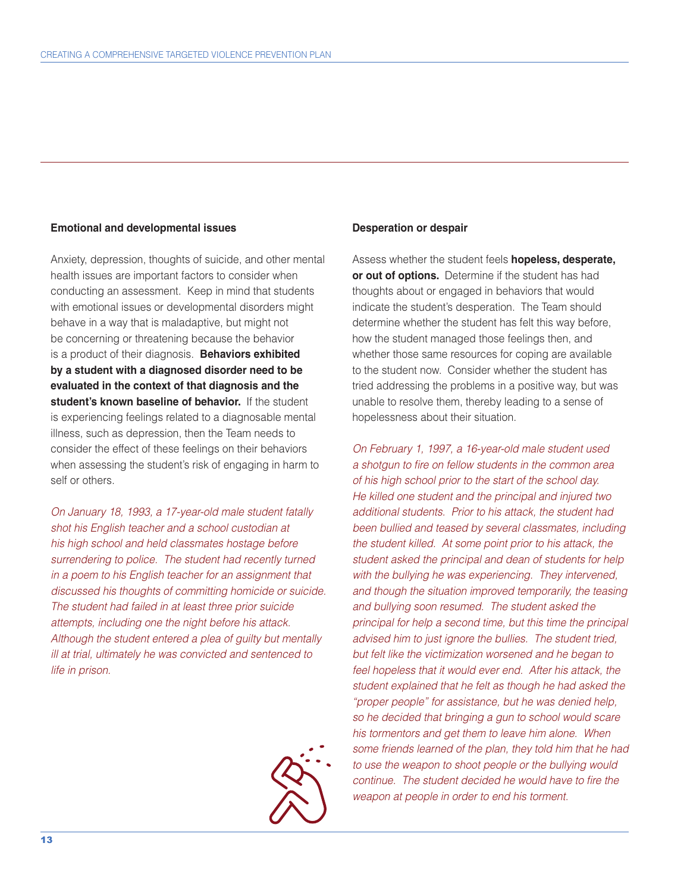**Emotional and developmental issues**

Anxiety, depression, thoughts of suicide, and other mental health issues are important factors to consider when conducting an assessment. Keep in mind that students with emotional issues or developmental disorders might behave in a way that is maladaptive, but might not be concerning or threatening because the behavior is a product of their diagnosis. **Behaviors exhibited by a student with a diagnosed disorder need to be evaluated in the context of that diagnosis and the student's known baseline of behavior.** If the student is experiencing feelings related to a diagnosable mental illness, such as depression, then the Team needs to consider the effect of these feelings on their behaviors when assessing the student's risk of engaging in harm to self or others.

*On January 18, 1993, a 17-year-old male student fatally shot his English teacher and a school custodian at his high school and held classmates hostage before surrendering to police. The student had recently turned in a poem to his English teacher for an assignment that discussed his thoughts of committing homicide or suicide. The student had failed in at least three prior suicide attempts, including one the night before his attack. Although the student entered a plea of guilty but mentally ill at trial, ultimately he was convicted and sentenced to life in prison.*

**Desperation or despair**

Assess whether the student feels **hopeless, desperate, or out of options.** Determine if the student has had thoughts about or engaged in behaviors that would indicate the student's desperation. The Team should determine whether the student has felt this way before, how the student managed those feelings then, and whether those same resources for coping are available to the student now. Consider whether the student has tried addressing the problems in a positive way, but was unable to resolve them, thereby leading to a sense of hopelessness about their situation.

*On February 1, 1997, a 16-year-old male student used a shotgun to fire on fellow students in the common area of his high school prior to the start of the school day. He killed one student and the principal and injured two additional students. Prior to his attack, the student had been bullied and teased by several classmates, including the student killed. At some point prior to his attack, the student asked the principal and dean of students for help with the bullying he was experiencing. They intervened, and though the situation improved temporarily, the teasing and bullying soon resumed. The student asked the principal for help a second time, but this time the principal advised him to just ignore the bullies. The student tried, but felt like the victimization worsened and he began to feel hopeless that it would ever end. After his attack, the student explained that he felt as though he had asked the "proper people" for assistance, but he was denied help, so he decided that bringing a gun to school would scare his tormentors and get them to leave him alone. When some friends learned of the plan, they told him that he had to use the weapon to shoot people or the bullying would continue. The student decided he would have to fire the weapon at people in order to end his torment.*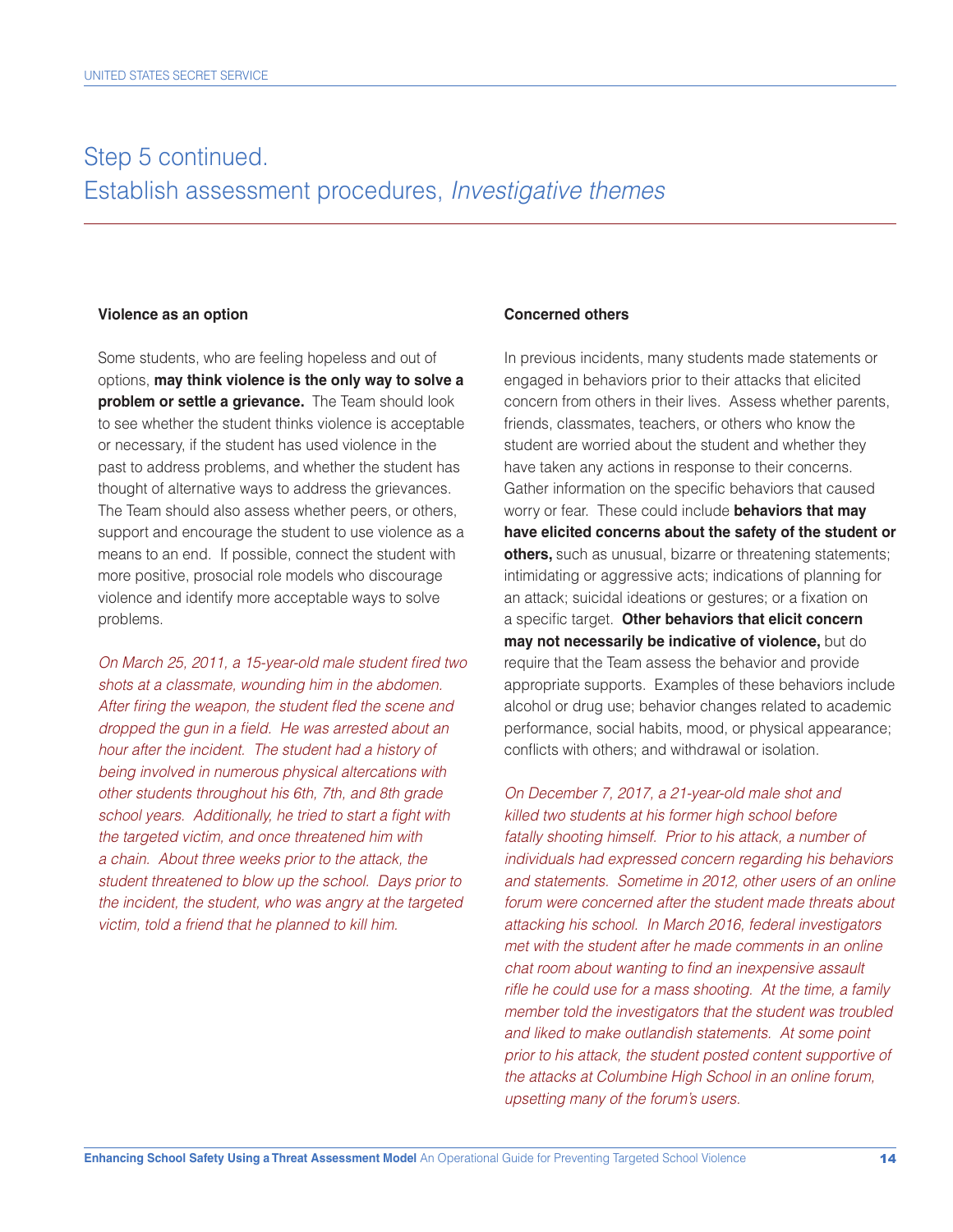## Step 5 continued. Establish assessment procedures, *Investigative themes*

### Violence as an option

Some students, who are feeling hopeless and out of options, **may think violence is the only way to solve a problem or settle a grievance.** The Team should look to see whether the student thinks violence is acceptable or necessary, if the student has used violence in the past to address problems, and whether the student has thought of alternative ways to address the grievances. The Team should also assess whether peers, or others, support and encourage the student to use violence as a means to an end. If possible, connect the student with more positive, prosocial role models who discourage violence and identify more acceptable ways to solve problems.

*On March 25, 2011, a 15-year-old male student fired two shots at a classmate, wounding him in the abdomen. After firing the weapon, the student fled the scene and dropped the gun in a field. He was arrested about an hour after the incident. The student had a history of being involved in numerous physical altercations with other students throughout his 6th, 7th, and 8th grade school years. Additionally, he tried to start a fight with the targeted victim, and once threatened him with a chain. About three weeks prior to the attack, the student threatened to blow up the school. Days prior to the incident, the student, who was angry at the targeted victim, told a friend that he planned to kill him.*

### Concerned others

In previous incidents, many students made statements or engaged in behaviors prior to their attacks that elicited concern from others in their lives. Assess whether parents, friends, classmates, teachers, or others who know the student are worried about the student and whether they have taken any actions in response to their concerns. Gather information on the specific behaviors that caused worry or fear. These could include **behaviors that may have elicited concerns about the safety of the student or others,** such as unusual, bizarre or threatening statements; intimidating or aggressive acts; indications of planning for an attack; suicidal ideations or gestures; or a fixation on a specific target. **Other behaviors that elicit concern may not necessarily be indicative of violence,** but do require that the Team assess the behavior and provide appropriate supports. Examples of these behaviors include alcohol or drug use; behavior changes related to academic performance, social habits, mood, or physical appearance; conflicts with others; and withdrawal or isolation.

*On December 7, 2017, a 21-year-old male shot and killed two students at his former high school before fatally shooting himself. Prior to his attack, a number of individuals had expressed concern regarding his behaviors and statements. Sometime in 2012, other users of an online forum were concerned after the student made threats about attacking his school. In March 2016, federal investigators met with the student after he made comments in an online chat room about wanting to find an inexpensive assault rifle he could use for a mass shooting. At the time, a family member told the investigators that the student was troubled and liked to make outlandish statements. At some point prior to his attack, the student posted content supportive of the attacks at Columbine High School in an online forum, upsetting many of the forum's users.*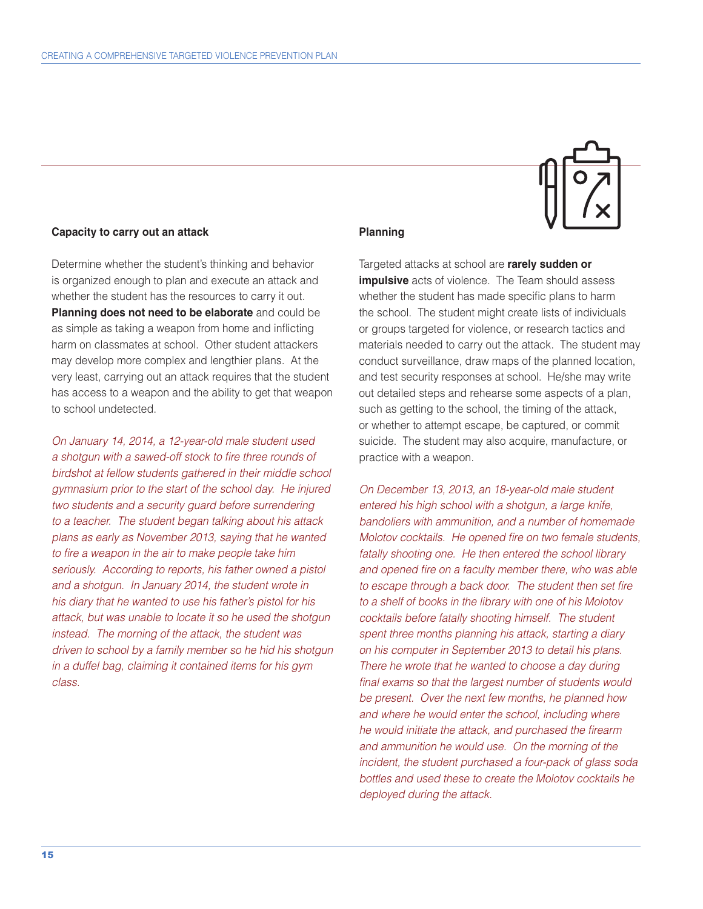**Capacity to carry out an attack**

Determine whether the student's thinking and behavior is organized enough to plan and execute an attack and whether the student has the resources to carry it out. **Planning does not need to be elaborate** and could be as simple as taking a weapon from home and inflicting harm on classmates at school. Other student attackers may develop more complex and lengthier plans. At the very least, carrying out an attack requires that the student has access to a weapon and the ability to get that weapon to school undetected.

*On January 14, 2014, a 12-year-old male student used a shotgun with a sawed-off stock to fire three rounds of birdshot at fellow students gathered in their middle school gymnasium prior to the start of the school day. He injured two students and a security guard before surrendering to a teacher. The student began talking about his attack plans as early as November 2013, saying that he wanted to fire a weapon in the air to make people take him seriously. According to reports, his father owned a pistol and a shotgun. In January 2014, the student wrote in his diary that he wanted to use his father's pistol for his attack, but was unable to locate it so he used the shotgun instead. The morning of the attack, the student was driven to school by a family member so he hid his shotgun in a duffel bag, claiming it contained items for his gym class.*

**Planning**

Targeted attacks at school are **rarely sudden or impulsive** acts of violence. The Team should assess whether the student has made specific plans to harm the school. The student might create lists of individuals or groups targeted for violence, or research tactics and materials needed to carry out the attack. The student may conduct surveillance, draw maps of the planned location, and test security responses at school. He/she may write out detailed steps and rehearse some aspects of a plan, such as getting to the school, the timing of the attack, or whether to attempt escape, be captured, or commit suicide. The student may also acquire, manufacture, or practice with a weapon.

*On December 13, 2013, an 18-year-old male student entered his high school with a shotgun, a large knife, bandoliers with ammunition, and a number of homemade Molotov cocktails. He opened fire on two female students, fatally shooting one. He then entered the school library and opened fire on a faculty member there, who was able to escape through a back door. The student then set fire to a shelf of books in the library with one of his Molotov cocktails before fatally shooting himself. The student spent three months planning his attack, starting a diary on his computer in September 2013 to detail his plans. There he wrote that he wanted to choose a day during final exams so that the largest number of students would be present. Over the next few months, he planned how and where he would enter the school, including where he would initiate the attack, and purchased the firearm and ammunition he would use. On the morning of the incident, the student purchased a four-pack of glass soda bottles and used these to create the Molotov cocktails he deployed during the attack.*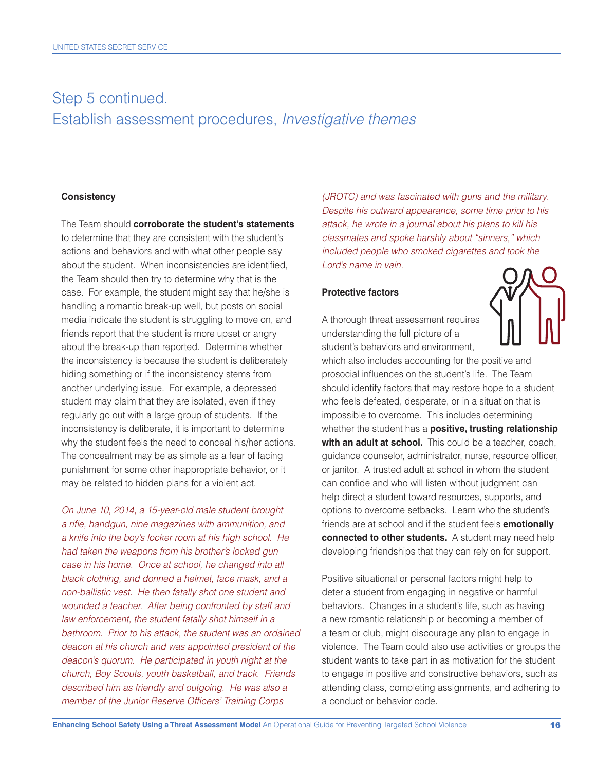# Step 5 continued.
# Establish assessment procedures, *Investigative themes*

**Consistency**

The Team should **corroborate the student's statements** to determine that they are consistent with the student's actions and behaviors and with what other people say about the student. When inconsistencies are identified, the Team should then try to determine why that is the case. For example, the student might say that he/she is handling a romantic break-up well, but posts on social media indicate the student is struggling to move on, and friends report that the student is more upset or angry about the break-up than reported. Determine whether the inconsistency is because the student is deliberately hiding something or if the inconsistency stems from another underlying issue. For example, a depressed student may claim that they are isolated, even if they regularly go out with a large group of students. If the inconsistency is deliberate, it is important to determine why the student feels the need to conceal his/her actions. The concealment may be as simple as a fear of facing punishment for some other inappropriate behavior, or it may be related to hidden plans for a violent act.

*On June 10, 2014, a 15-year-old male student brought a rifle, handgun, nine magazines with ammunition, and a knife into the boy's locker room at his high school. He had taken the weapons from his brother's locked gun case in his home. Once at school, he changed into all black clothing, and donned a helmet, face mask, and a non-ballistic vest. He then fatally shot one student and wounded a teacher. After being confronted by staff and law enforcement, the student fatally shot himself in a bathroom. Prior to his attack, the student was an ordained deacon at his church and was appointed president of the deacon's quorum. He participated in youth night at the church, Boy Scouts, youth basketball, and track. Friends described him as friendly and outgoing. He was also a member of the Junior Reserve Officers' Training Corps (JROTC) and was fascinated with guns and the military. Despite his outward appearance, some time prior to his attack, he wrote in a journal about his plans to kill his classmates and spoke harshly about "sinners," which included people who smoked cigarettes and took the Lord's name in vain.*

**Protective factors**

A thorough threat assessment requires understanding the full picture of a student's behaviors and environment, which also includes accounting for the positive and prosocial influences on the student's life. The Team should identify factors that may restore hope to a student who feels defeated, desperate, or in a situation that is impossible to overcome. This includes determining whether the student has a **positive, trusting relationship with an adult at school.** This could be a teacher, coach, guidance counselor, administrator, nurse, resource officer, or janitor. A trusted adult at school in whom the student can confide and who will listen without judgment can help direct a student toward resources, supports, and options to overcome setbacks. Learn who the student's friends are at school and if the student feels **emotionally connected to other students.** A student may need help developing friendships that they can rely on for support.

Positive situational or personal factors might help to deter a student from engaging in negative or harmful behaviors. Changes in a student's life, such as having a new romantic relationship or becoming a member of a team or club, might discourage any plan to engage in violence. The Team could also use activities or groups the student wants to take part in as motivation for the student to engage in positive and constructive behaviors, such as attending class, completing assignments, and adhering to a conduct or behavior code.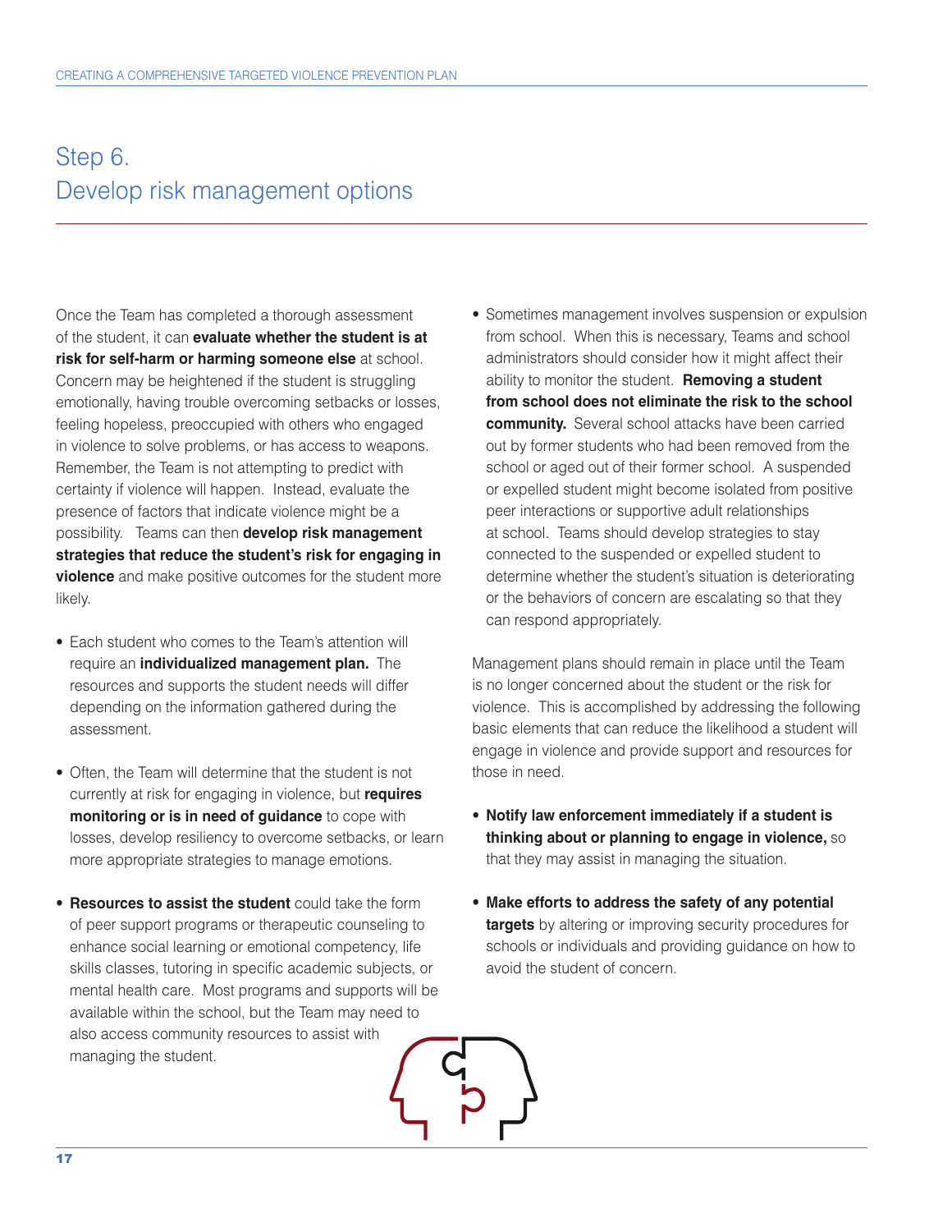# Step 6. Develop risk management options

Once the Team has completed a thorough assessment of the student, it can **evaluate whether the student is at risk for self-harm or harming someone else** at school. Concern may be heightened if the student is struggling emotionally, having trouble overcoming setbacks or losses, feeling hopeless, preoccupied with others who engaged in violence to solve problems, or has access to weapons. Remember, the Team is not attempting to predict with certainty if violence will happen. Instead, evaluate the presence of factors that indicate violence might be a possibility. Teams can then **develop risk management strategies that reduce the student's risk for engaging in violence** and make positive outcomes for the student more likely.

- Each student who comes to the Team's attention will require an **individualized management plan.** The resources and supports the student needs will differ depending on the information gathered during the assessment.

- Often, the Team will determine that the student is not currently at risk for engaging in violence, but **requires monitoring or is in need of guidance** to cope with losses, develop resiliency to overcome setbacks, or learn more appropriate strategies to manage emotions.

- **Resources to assist the student** could take the form of peer support programs or therapeutic counseling to enhance social learning or emotional competency, life skills classes, tutoring in specific academic subjects, or mental health care. Most programs and supports will be available within the school, but the Team may need to also access community resources to assist with managing the student.

- Sometimes management involves suspension or expulsion from school. When this is necessary, Teams and school administrators should consider how it might affect their ability to monitor the student. **Removing a student from school does not eliminate the risk to the school community.** Several school attacks have been carried out by former students who had been removed from the school or aged out of their former school. A suspended or expelled student might become isolated from positive peer interactions or supportive adult relationships at school. Teams should develop strategies to stay connected to the suspended or expelled student to determine whether the student's situation is deteriorating or the behaviors of concern are escalating so that they can respond appropriately.

Management plans should remain in place until the Team is no longer concerned about the student or the risk for violence. This is accomplished by addressing the following basic elements that can reduce the likelihood a student will engage in violence and provide support and resources for those in need.

- **Notify law enforcement immediately if a student is thinking about or planning to engage in violence,** so that they may assist in managing the situation.

- **Make efforts to address the safety of any potential targets** by altering or improving security procedures for schools or individuals and providing guidance on how to avoid the student of concern.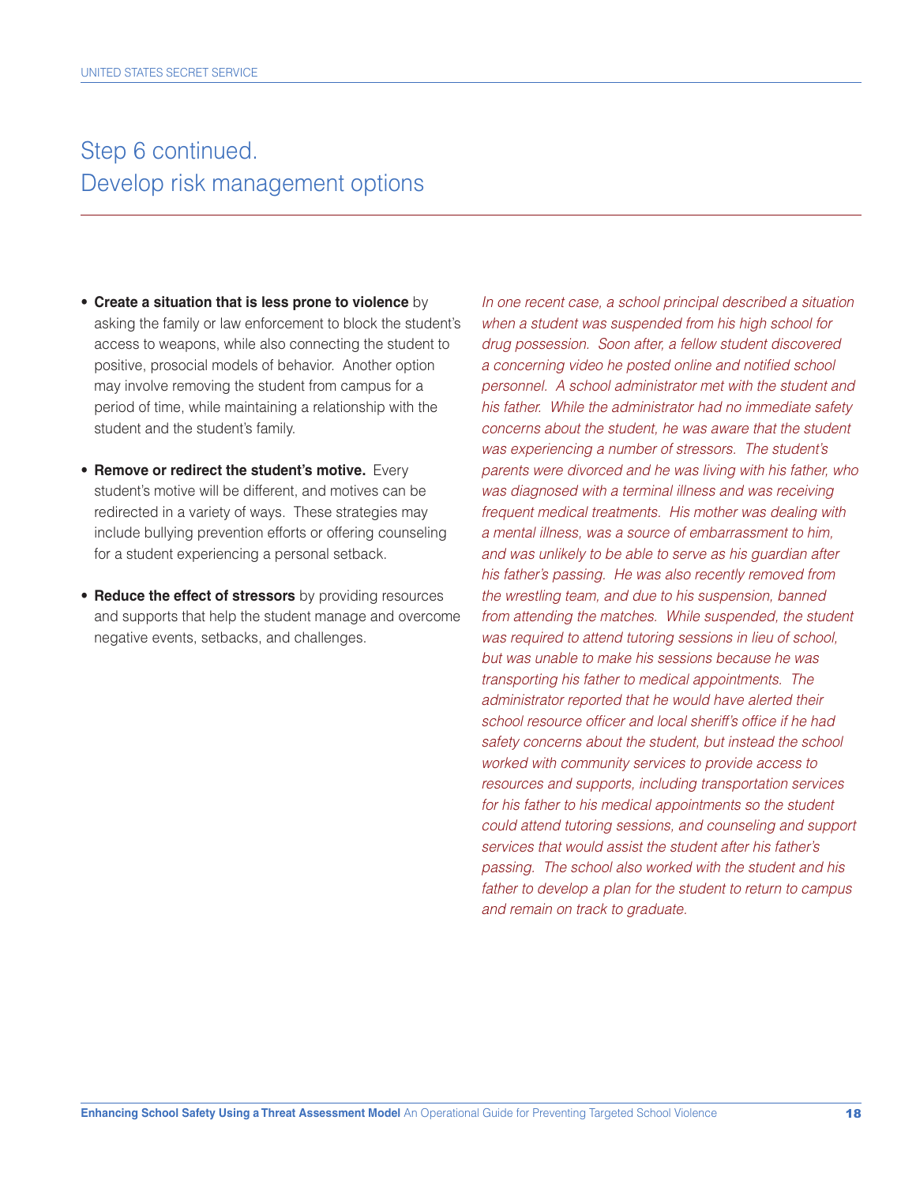# Step 6 continued. Develop risk management options

- **Create a situation that is less prone to violence** by asking the family or law enforcement to block the student's access to weapons, while also connecting the student to positive, prosocial models of behavior. Another option may involve removing the student from campus for a period of time, while maintaining a relationship with the student and the student's family.

- **Remove or redirect the student's motive.** Every student's motive will be different, and motives can be redirected in a variety of ways. These strategies may include bullying prevention efforts or offering counseling for a student experiencing a personal setback.

- **Reduce the effect of stressors** by providing resources and supports that help the student manage and overcome negative events, setbacks, and challenges.

*In one recent case, a school principal described a situation when a student was suspended from his high school for drug possession. Soon after, a fellow student discovered a concerning video he posted online and notified school personnel. A school administrator met with the student and his father. While the administrator had no immediate safety concerns about the student, he was aware that the student was experiencing a number of stressors. The student's parents were divorced and he was living with his father, who was diagnosed with a terminal illness and was receiving frequent medical treatments. His mother was dealing with a mental illness, was a source of embarrassment to him, and was unlikely to be able to serve as his guardian after his father's passing. He was also recently removed from the wrestling team, and due to his suspension, banned from attending the matches. While suspended, the student was required to attend tutoring sessions in lieu of school, but was unable to make his sessions because he was transporting his father to medical appointments. The administrator reported that he would have alerted their school resource officer and local sheriff's office if he had safety concerns about the student, but instead the school worked with community services to provide access to resources and supports, including transportation services for his father to his medical appointments so the student could attend tutoring sessions, and counseling and support services that would assist the student after his father's passing. The school also worked with the student and his father to develop a plan for the student to return to campus and remain on track to graduate.*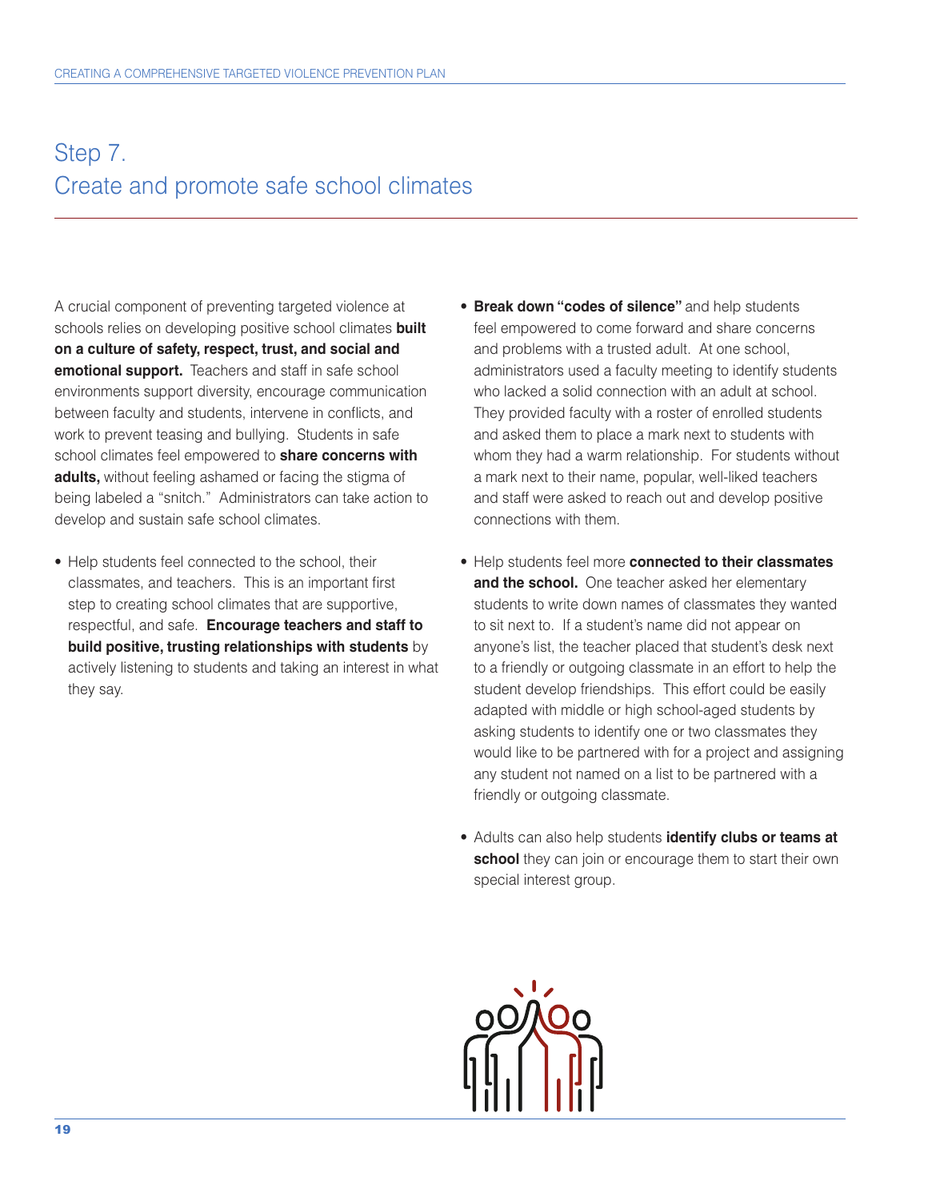## Step 7. Create and promote safe school climates

A crucial component of preventing targeted violence at schools relies on developing positive school climates **built on a culture of safety, respect, trust, and social and emotional support.** Teachers and staff in safe school environments support diversity, encourage communication between faculty and students, intervene in conflicts, and work to prevent teasing and bullying. Students in safe school climates feel empowered to **share concerns with adults,** without feeling ashamed or facing the stigma of being labeled a "snitch." Administrators can take action to develop and sustain safe school climates.

- Help students feel connected to the school, their classmates, and teachers. This is an important first step to creating school climates that are supportive, respectful, and safe. **Encourage teachers and staff to build positive, trusting relationships with students** by actively listening to students and taking an interest in what they say.
- **Break down "codes of silence"** and help students feel empowered to come forward and share concerns and problems with a trusted adult. At one school, administrators used a faculty meeting to identify students who lacked a solid connection with an adult at school. They provided faculty with a roster of enrolled students and asked them to place a mark next to students with whom they had a warm relationship. For students without a mark next to their name, popular, well-liked teachers and staff were asked to reach out and develop positive connections with them.
- Help students feel more **connected to their classmates and the school.** One teacher asked her elementary students to write down names of classmates they wanted to sit next to. If a student's name did not appear on anyone's list, the teacher placed that student's desk next to a friendly or outgoing classmate in an effort to help the student develop friendships. This effort could be easily adapted with middle or high school-aged students by asking students to identify one or two classmates they would like to be partnered with for a project and assigning any student not named on a list to be partnered with a friendly or outgoing classmate.
- Adults can also help students **identify clubs or teams at school** they can join or encourage them to start their own special interest group.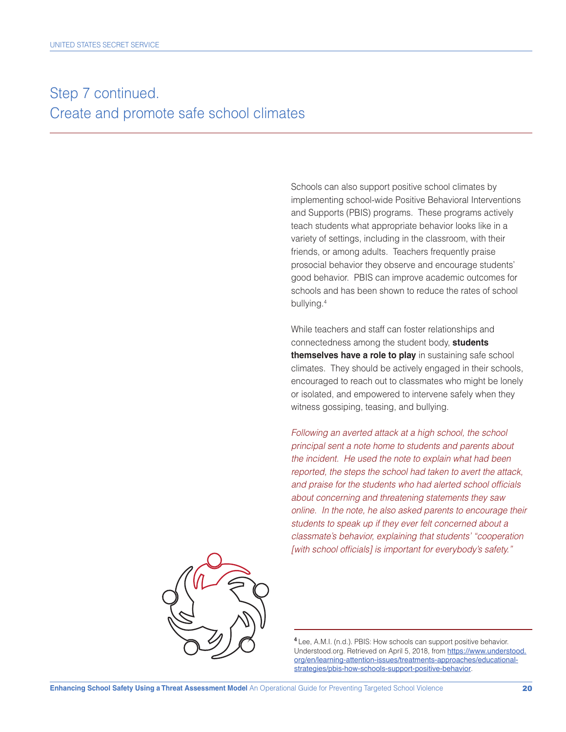# Step 7 continued. Create and promote safe school climates

Schools can also support positive school climates by implementing school-wide Positive Behavioral Interventions and Supports (PBIS) programs. These programs actively teach students what appropriate behavior looks like in a variety of settings, including in the classroom, with their friends, or among adults. Teachers frequently praise prosocial behavior they observe and encourage students' good behavior. PBIS can improve academic outcomes for schools and has been shown to reduce the rates of school bullying.[4]

While teachers and staff can foster relationships and connectedness among the student body, **students themselves have a role to play** in sustaining safe school climates. They should be actively engaged in their schools, encouraged to reach out to classmates who might be lonely or isolated, and empowered to intervene safely when they witness gossiping, teasing, and bullying.

*Following an averted attack at a high school, the school principal sent a note home to students and parents about the incident. He used the note to explain what had been reported, the steps the school had taken to avert the attack, and praise for the students who had alerted school officials about concerning and threatening statements they saw online. In the note, he also asked parents to encourage their students to speak up if they ever felt concerned about a classmate's behavior, explaining that students' "cooperation [with school officials] is important for everybody's safety."*

---

[4] Lee, A.M.I. (n.d.). PBIS: How schools can support positive behavior. Understood.org. Retrieved on April 5, 2018, from https://www.understood.org/en/learning-attention-issues/treatments-approaches/educational-strategies/pbis-how-schools-support-positive-behavior.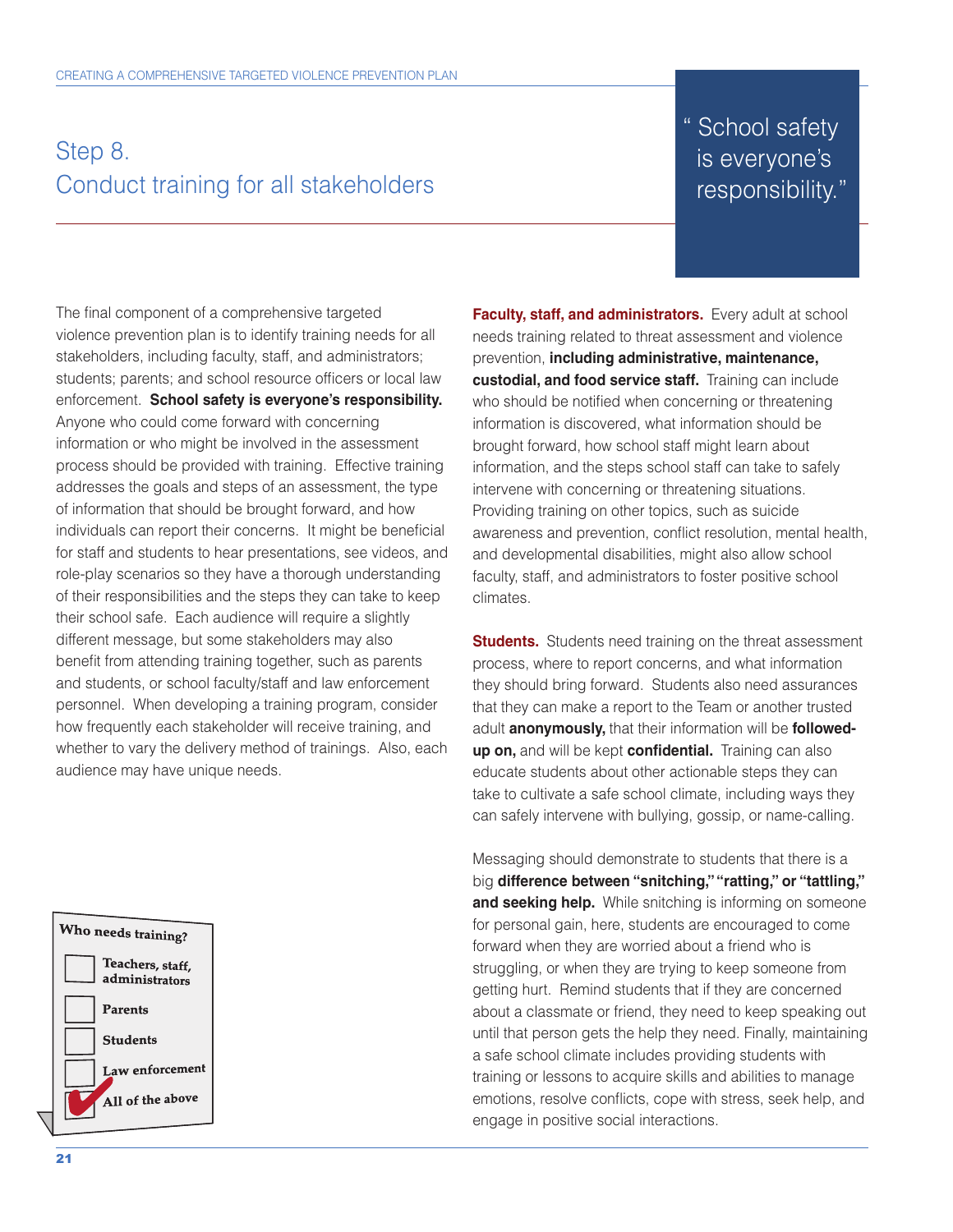## Step 8.
## Conduct training for all stakeholders

> "School safety is everyone's responsibility."

The final component of a comprehensive targeted violence prevention plan is to identify training needs for all stakeholders, including faculty, staff, and administrators; students; parents; and school resource officers or local law enforcement. **School safety is everyone's responsibility.** Anyone who could come forward with concerning information or who might be involved in the assessment process should be provided with training. Effective training addresses the goals and steps of an assessment, the type of information that should be brought forward, and how individuals can report their concerns. It might be beneficial for staff and students to hear presentations, see videos, and role-play scenarios so they have a thorough understanding of their responsibilities and the steps they can take to keep their school safe. Each audience will require a slightly different message, but some stakeholders may also benefit from attending training together, such as parents and students, or school faculty/staff and law enforcement personnel. When developing a training program, consider how frequently each stakeholder will receive training, and whether to vary the delivery method of trainings. Also, each audience may have unique needs.

**Who needs training?**

- [ ] Teachers, staff, administrators
- [ ] Parents
- [ ] Students
- [ ] Law enforcement
- [x] All of the above

**Faculty, staff, and administrators.** Every adult at school needs training related to threat assessment and violence prevention, **including administrative, maintenance, custodial, and food service staff.** Training can include who should be notified when concerning or threatening information is discovered, what information should be brought forward, how school staff might learn about information, and the steps school staff can take to safely intervene with concerning or threatening situations. Providing training on other topics, such as suicide awareness and prevention, conflict resolution, mental health, and developmental disabilities, might also allow school faculty, staff, and administrators to foster positive school climates.

**Students.** Students need training on the threat assessment process, where to report concerns, and what information they should bring forward. Students also need assurances that they can make a report to the Team or another trusted adult **anonymously,** that their information will be **followed-up on,** and will be kept **confidential.** Training can also educate students about other actionable steps they can take to cultivate a safe school climate, including ways they can safely intervene with bullying, gossip, or name-calling.

Messaging should demonstrate to students that there is a big **difference between "snitching," "ratting," or "tattling," and seeking help.** While snitching is informing on someone for personal gain, here, students are encouraged to come forward when they are worried about a friend who is struggling, or when they are trying to keep someone from getting hurt. Remind students that if they are concerned about a classmate or friend, they need to keep speaking out until that person gets the help they need. Finally, maintaining a safe school climate includes providing students with training or lessons to acquire skills and abilities to manage emotions, resolve conflicts, cope with stress, seek help, and engage in positive social interactions.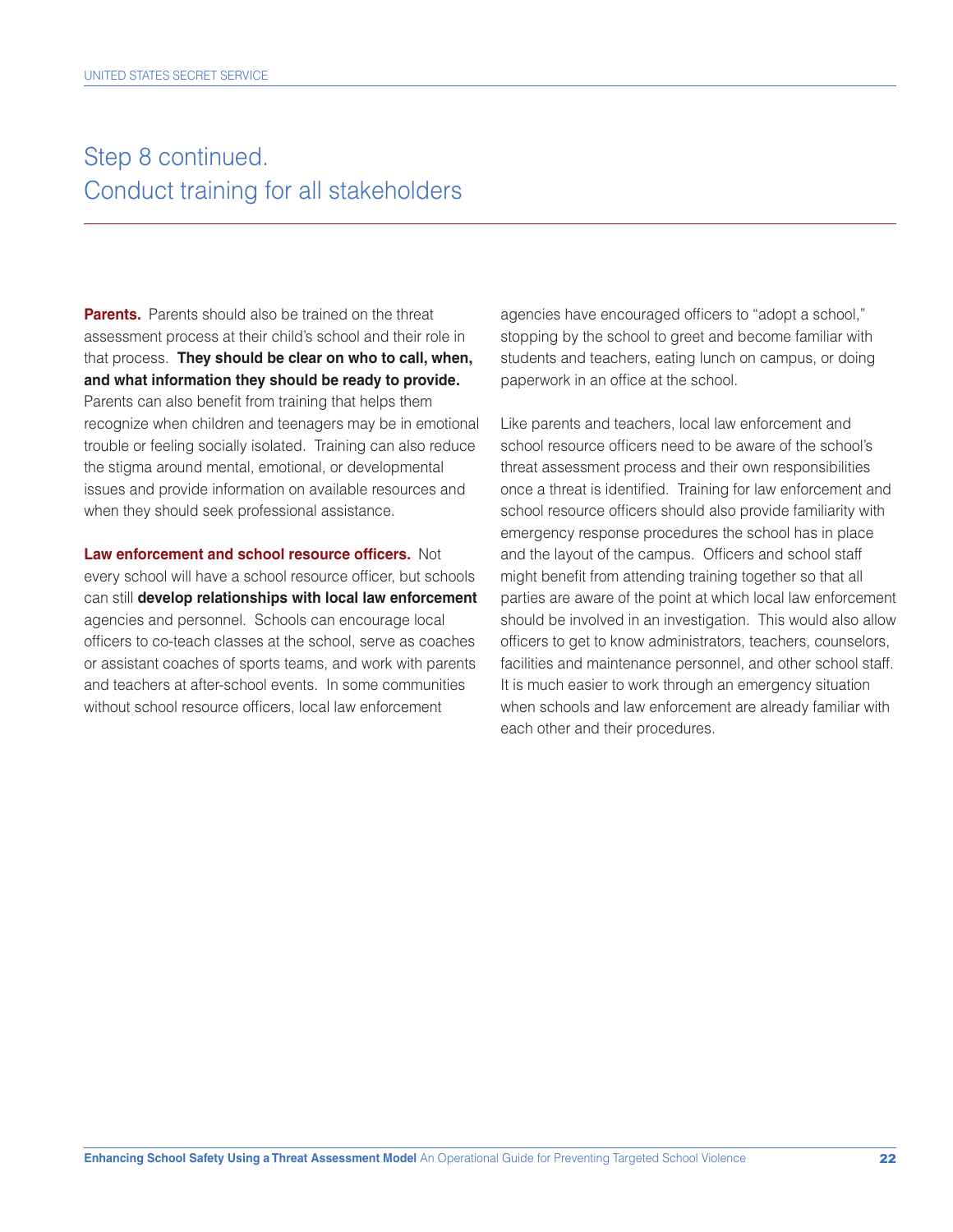## Step 8 continued. Conduct training for all stakeholders

**Parents.** Parents should also be trained on the threat assessment process at their child's school and their role in that process. **They should be clear on who to call, when, and what information they should be ready to provide.** Parents can also benefit from training that helps them recognize when children and teenagers may be in emotional trouble or feeling socially isolated. Training can also reduce the stigma around mental, emotional, or developmental issues and provide information on available resources and when they should seek professional assistance.

**Law enforcement and school resource officers.** Not every school will have a school resource officer, but schools can still **develop relationships with local law enforcement** agencies and personnel. Schools can encourage local officers to co-teach classes at the school, serve as coaches or assistant coaches of sports teams, and work with parents and teachers at after-school events. In some communities without school resource officers, local law enforcement agencies have encouraged officers to "adopt a school," stopping by the school to greet and become familiar with students and teachers, eating lunch on campus, or doing paperwork in an office at the school.

Like parents and teachers, local law enforcement and school resource officers need to be aware of the school's threat assessment process and their own responsibilities once a threat is identified. Training for law enforcement and school resource officers should also provide familiarity with emergency response procedures the school has in place and the layout of the campus. Officers and school staff might benefit from attending training together so that all parties are aware of the point at which local law enforcement should be involved in an investigation. This would also allow officers to get to know administrators, teachers, counselors, facilities and maintenance personnel, and other school staff. It is much easier to work through an emergency situation when schools and law enforcement are already familiar with each other and their procedures.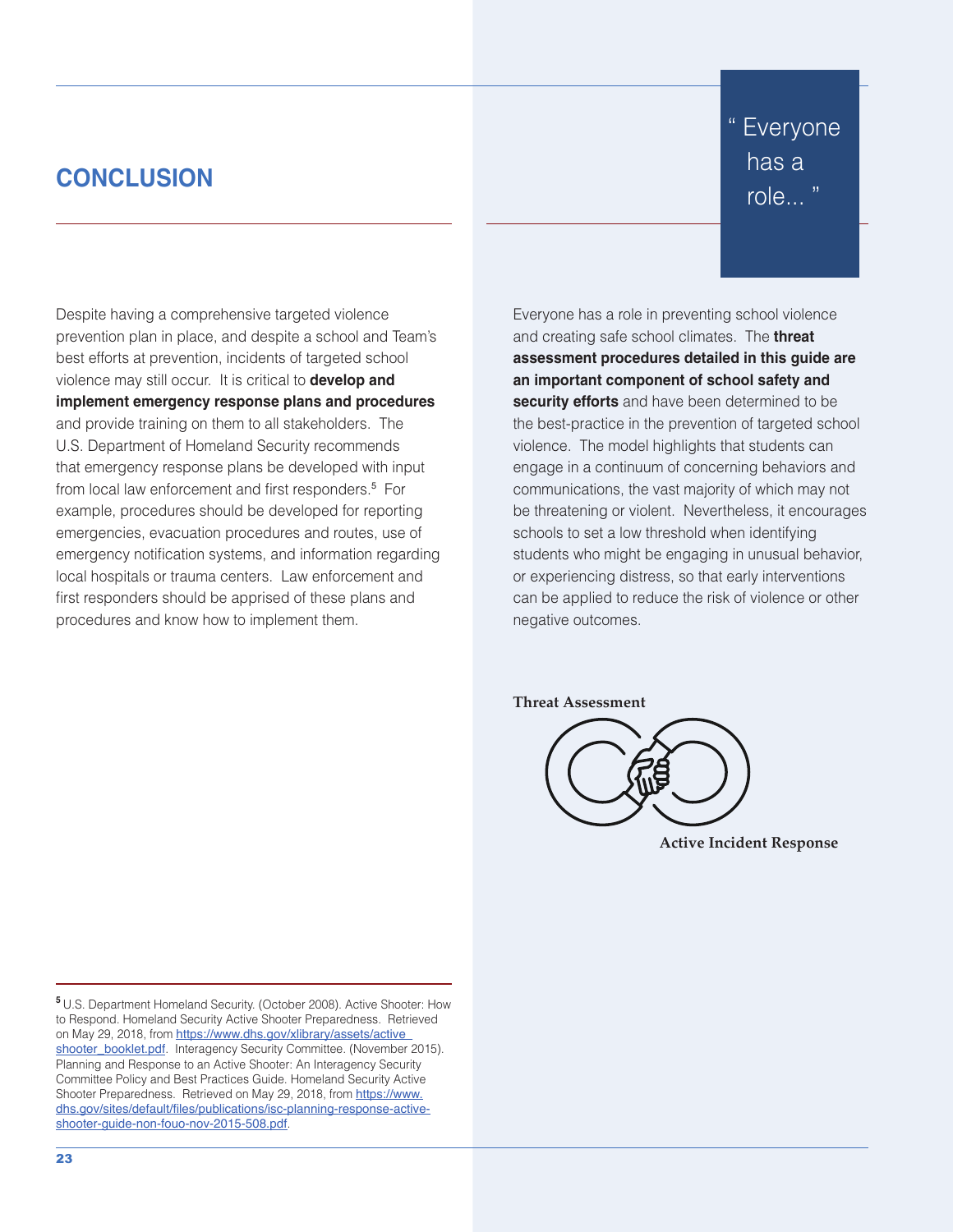## CONCLUSION

Despite having a comprehensive targeted violence prevention plan in place, and despite a school and Team's best efforts at prevention, incidents of targeted school violence may still occur. It is critical to **develop and implement emergency response plans and procedures** and provide training on them to all stakeholders. The U.S. Department of Homeland Security recommends that emergency response plans be developed with input from local law enforcement and first responders.[5] For example, procedures should be developed for reporting emergencies, evacuation procedures and routes, use of emergency notification systems, and information regarding local hospitals or trauma centers. Law enforcement and first responders should be apprised of these plans and procedures and know how to implement them.

" Everyone has a role... "

Everyone has a role in preventing school violence and creating safe school climates. The **threat assessment procedures detailed in this guide are an important component of school safety and security efforts** and have been determined to be the best-practice in the prevention of targeted school violence. The model highlights that students can engage in a continuum of concerning behaviors and communications, the vast majority of which may not be threatening or violent. Nevertheless, it encourages schools to set a low threshold when identifying students who might be engaging in unusual behavior, or experiencing distress, so that early interventions can be applied to reduce the risk of violence or other negative outcomes.

**Threat Assessment**

**Active Incident Response**

[5] U.S. Department Homeland Security. (October 2008). Active Shooter: How to Respond. Homeland Security Active Shooter Preparedness. Retrieved on May 29, 2018, from https://www.dhs.gov/xlibrary/assets/active_shooter_booklet.pdf. Interagency Security Committee. (November 2015). Planning and Response to an Active Shooter: An Interagency Security Committee Policy and Best Practices Guide. Homeland Security Active Shooter Preparedness. Retrieved on May 29, 2018, from https://www.dhs.gov/sites/default/files/publications/isc-planning-response-active-shooter-guide-non-fouo-nov-2015-508.pdf.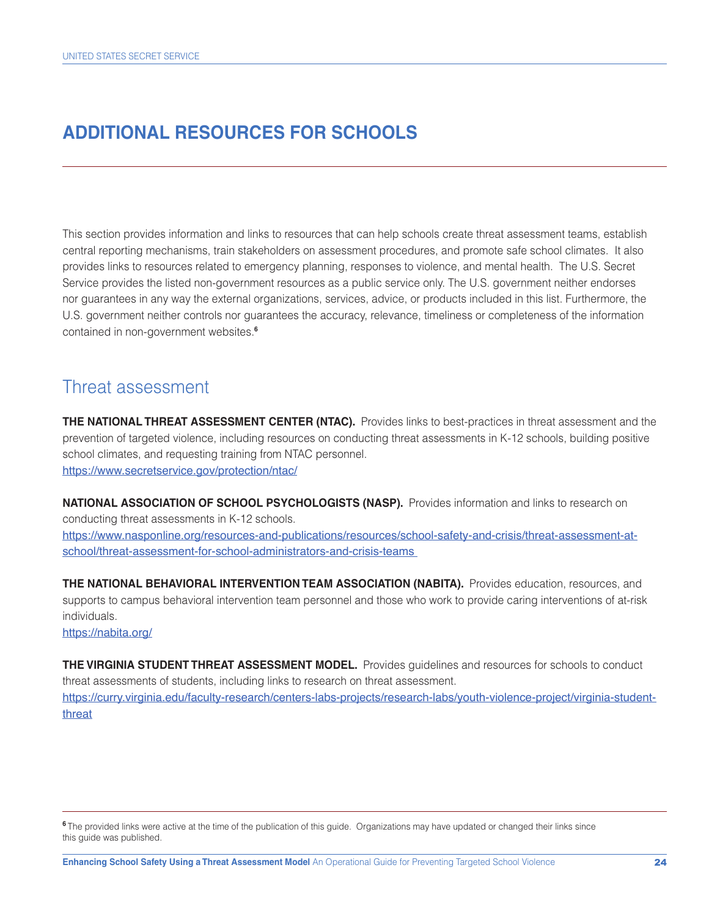# ADDITIONAL RESOURCES FOR SCHOOLS

This section provides information and links to resources that can help schools create threat assessment teams, establish central reporting mechanisms, train stakeholders on assessment procedures, and promote safe school climates. It also provides links to resources related to emergency planning, responses to violence, and mental health. The U.S. Secret Service provides the listed non-government resources as a public service only. The U.S. government neither endorses nor guarantees in any way the external organizations, services, advice, or products included in this list. Furthermore, the U.S. government neither controls nor guarantees the accuracy, relevance, timeliness or completeness of the information contained in non-government websites.[6]

## Threat assessment

**THE NATIONAL THREAT ASSESSMENT CENTER (NTAC).** Provides links to best-practices in threat assessment and the prevention of targeted violence, including resources on conducting threat assessments in K-12 schools, building positive school climates, and requesting training from NTAC personnel.
https://www.secretservice.gov/protection/ntac/

**NATIONAL ASSOCIATION OF SCHOOL PSYCHOLOGISTS (NASP).** Provides information and links to research on conducting threat assessments in K-12 schools.
https://www.nasponline.org/resources-and-publications/resources/school-safety-and-crisis/threat-assessment-at-school/threat-assessment-for-school-administrators-and-crisis-teams

**THE NATIONAL BEHAVIORAL INTERVENTION TEAM ASSOCIATION (NABITA).** Provides education, resources, and supports to campus behavioral intervention team personnel and those who work to provide caring interventions of at-risk individuals.
https://nabita.org/

**THE VIRGINIA STUDENT THREAT ASSESSMENT MODEL.** Provides guidelines and resources for schools to conduct threat assessments of students, including links to research on threat assessment.
https://curry.virginia.edu/faculty-research/centers-labs-projects/research-labs/youth-violence-project/virginia-student-threat

[6] The provided links were active at the time of the publication of this guide. Organizations may have updated or changed their links since this guide was published.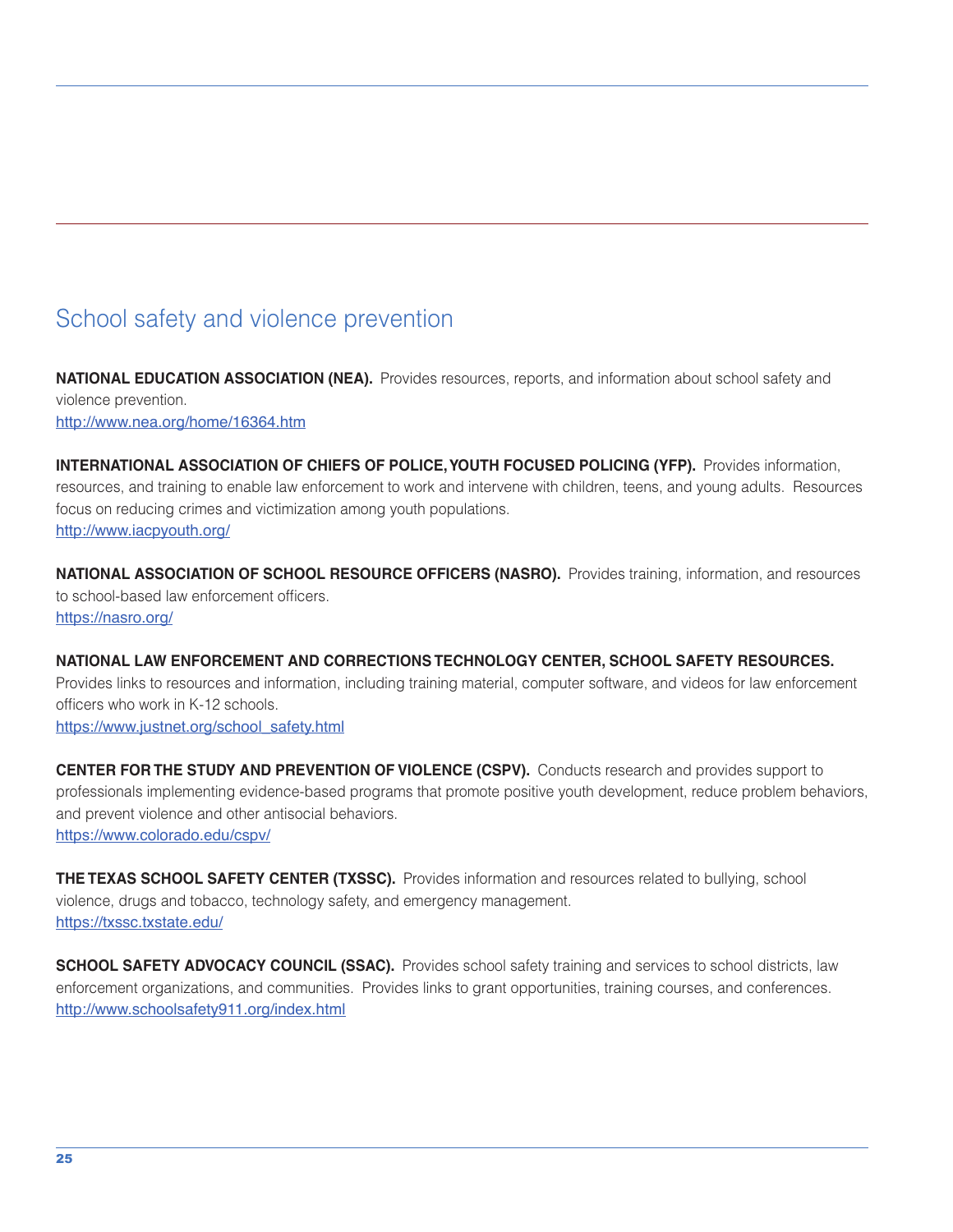## School safety and violence prevention

**NATIONAL EDUCATION ASSOCIATION (NEA).** Provides resources, reports, and information about school safety and violence prevention.
http://www.nea.org/home/16364.htm

**INTERNATIONAL ASSOCIATION OF CHIEFS OF POLICE, YOUTH FOCUSED POLICING (YFP).** Provides information, resources, and training to enable law enforcement to work and intervene with children, teens, and young adults. Resources focus on reducing crimes and victimization among youth populations.
http://www.iacpyouth.org/

**NATIONAL ASSOCIATION OF SCHOOL RESOURCE OFFICERS (NASRO).** Provides training, information, and resources to school-based law enforcement officers.
https://nasro.org/

**NATIONAL LAW ENFORCEMENT AND CORRECTIONS TECHNOLOGY CENTER, SCHOOL SAFETY RESOURCES.** Provides links to resources and information, including training material, computer software, and videos for law enforcement officers who work in K-12 schools.
https://www.justnet.org/school_safety.html

**CENTER FOR THE STUDY AND PREVENTION OF VIOLENCE (CSPV).** Conducts research and provides support to professionals implementing evidence-based programs that promote positive youth development, reduce problem behaviors, and prevent violence and other antisocial behaviors.
https://www.colorado.edu/cspv/

**THE TEXAS SCHOOL SAFETY CENTER (TXSSC).** Provides information and resources related to bullying, school violence, drugs and tobacco, technology safety, and emergency management.
https://txssc.txstate.edu/

**SCHOOL SAFETY ADVOCACY COUNCIL (SSAC).** Provides school safety training and services to school districts, law enforcement organizations, and communities. Provides links to grant opportunities, training courses, and conferences.
http://www.schoolsafety911.org/index.html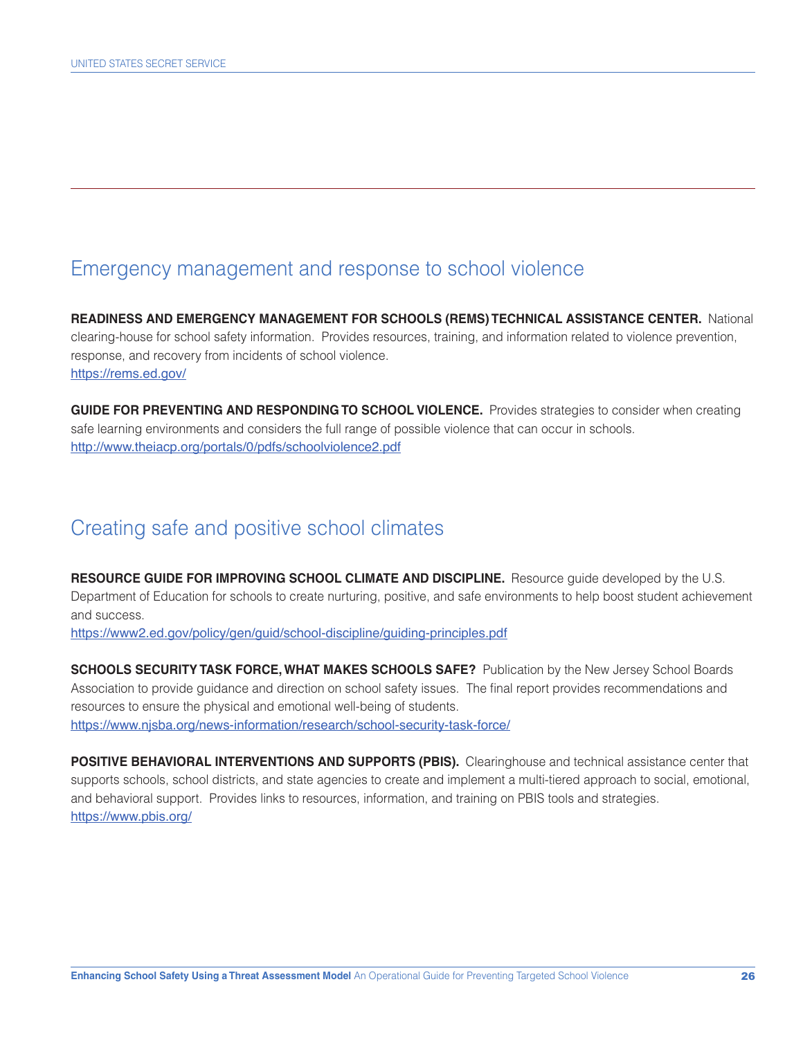## Emergency management and response to school violence

**READINESS AND EMERGENCY MANAGEMENT FOR SCHOOLS (REMS) TECHNICAL ASSISTANCE CENTER.** National clearing-house for school safety information. Provides resources, training, and information related to violence prevention, response, and recovery from incidents of school violence.
https://rems.ed.gov/

**GUIDE FOR PREVENTING AND RESPONDING TO SCHOOL VIOLENCE.** Provides strategies to consider when creating safe learning environments and considers the full range of possible violence that can occur in schools.
http://www.theiacp.org/portals/0/pdfs/schoolviolence2.pdf

## Creating safe and positive school climates

**RESOURCE GUIDE FOR IMPROVING SCHOOL CLIMATE AND DISCIPLINE.** Resource guide developed by the U.S. Department of Education for schools to create nurturing, positive, and safe environments to help boost student achievement and success.
https://www2.ed.gov/policy/gen/guid/school-discipline/guiding-principles.pdf

**SCHOOLS SECURITY TASK FORCE, WHAT MAKES SCHOOLS SAFE?** Publication by the New Jersey School Boards Association to provide guidance and direction on school safety issues. The final report provides recommendations and resources to ensure the physical and emotional well-being of students.
https://www.njsba.org/news-information/research/school-security-task-force/

**POSITIVE BEHAVIORAL INTERVENTIONS AND SUPPORTS (PBIS).** Clearinghouse and technical assistance center that supports schools, school districts, and state agencies to create and implement a multi-tiered approach to social, emotional, and behavioral support. Provides links to resources, information, and training on PBIS tools and strategies.
https://www.pbis.org/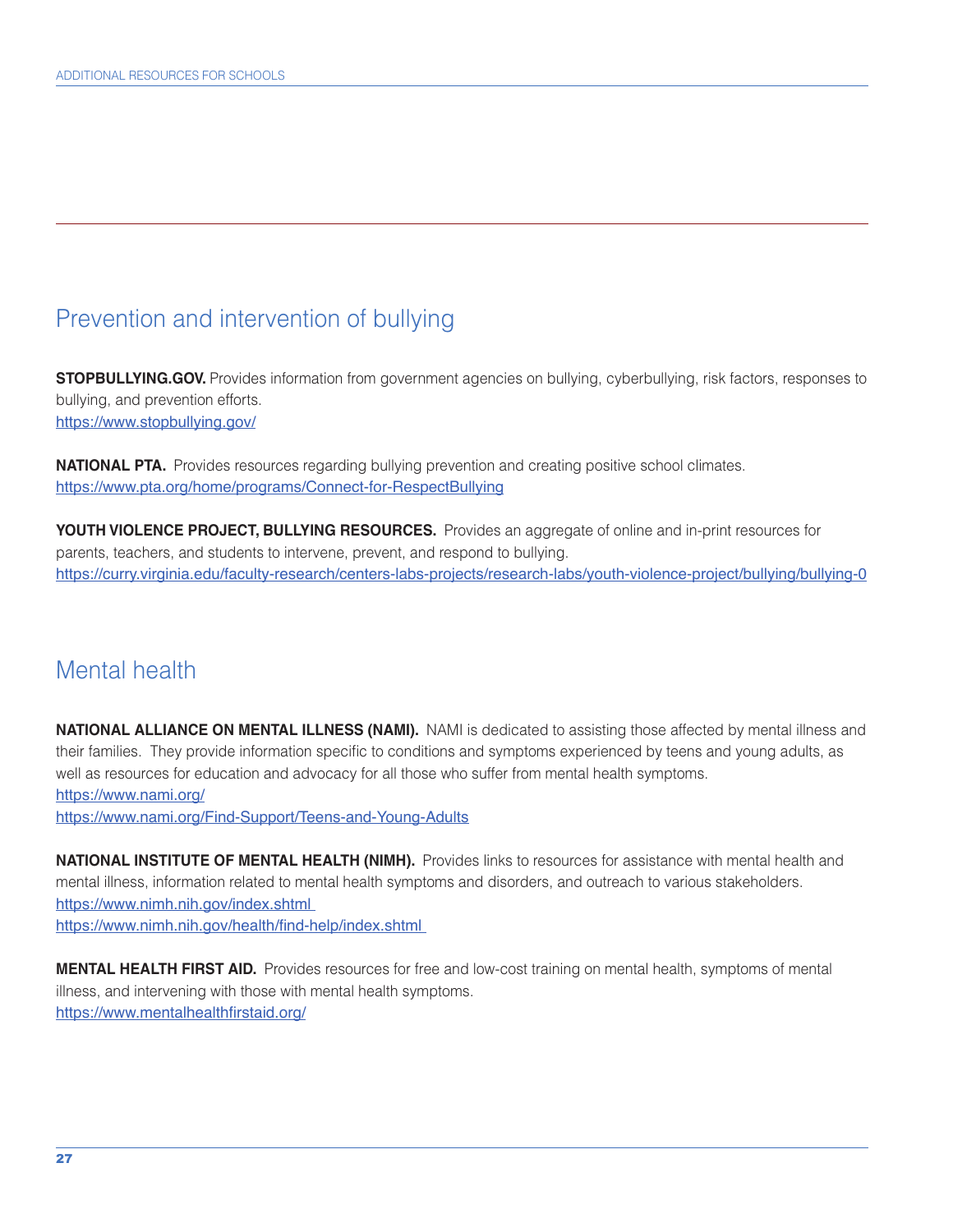## Prevention and intervention of bullying

**STOPBULLYING.GOV.** Provides information from government agencies on bullying, cyberbullying, risk factors, responses to bullying, and prevention efforts.
https://www.stopbullying.gov/

**NATIONAL PTA.** Provides resources regarding bullying prevention and creating positive school climates.
https://www.pta.org/home/programs/Connect-for-RespectBullying

**YOUTH VIOLENCE PROJECT, BULLYING RESOURCES.** Provides an aggregate of online and in-print resources for parents, teachers, and students to intervene, prevent, and respond to bullying.
https://curry.virginia.edu/faculty-research/centers-labs-projects/research-labs/youth-violence-project/bullying/bullying-0

## Mental health

**NATIONAL ALLIANCE ON MENTAL ILLNESS (NAMI).** NAMI is dedicated to assisting those affected by mental illness and their families. They provide information specific to conditions and symptoms experienced by teens and young adults, as well as resources for education and advocacy for all those who suffer from mental health symptoms.
https://www.nami.org/
https://www.nami.org/Find-Support/Teens-and-Young-Adults

**NATIONAL INSTITUTE OF MENTAL HEALTH (NIMH).** Provides links to resources for assistance with mental health and mental illness, information related to mental health symptoms and disorders, and outreach to various stakeholders.
https://www.nimh.nih.gov/index.shtml
https://www.nimh.nih.gov/health/find-help/index.shtml

**MENTAL HEALTH FIRST AID.** Provides resources for free and low-cost training on mental health, symptoms of mental illness, and intervening with those with mental health symptoms.
https://www.mentalhealthfirstaid.org/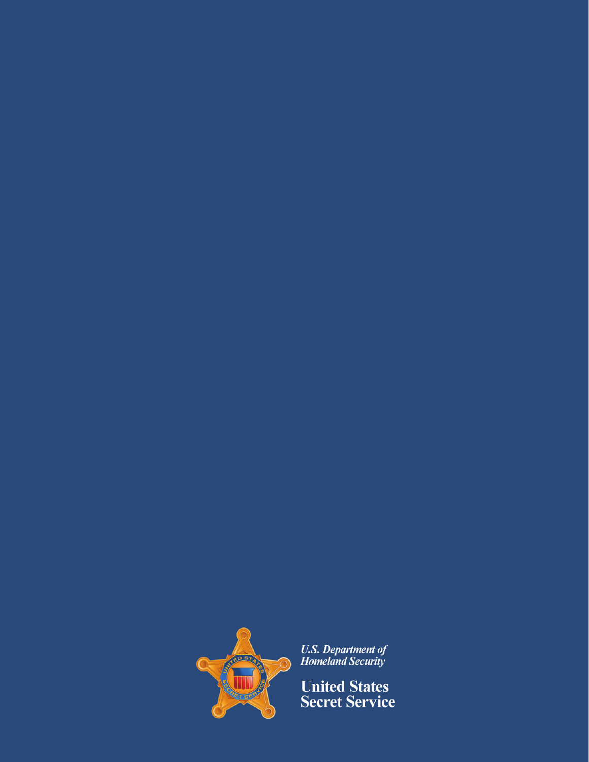*U.S. Department of Homeland Security*

**United States Secret Service**